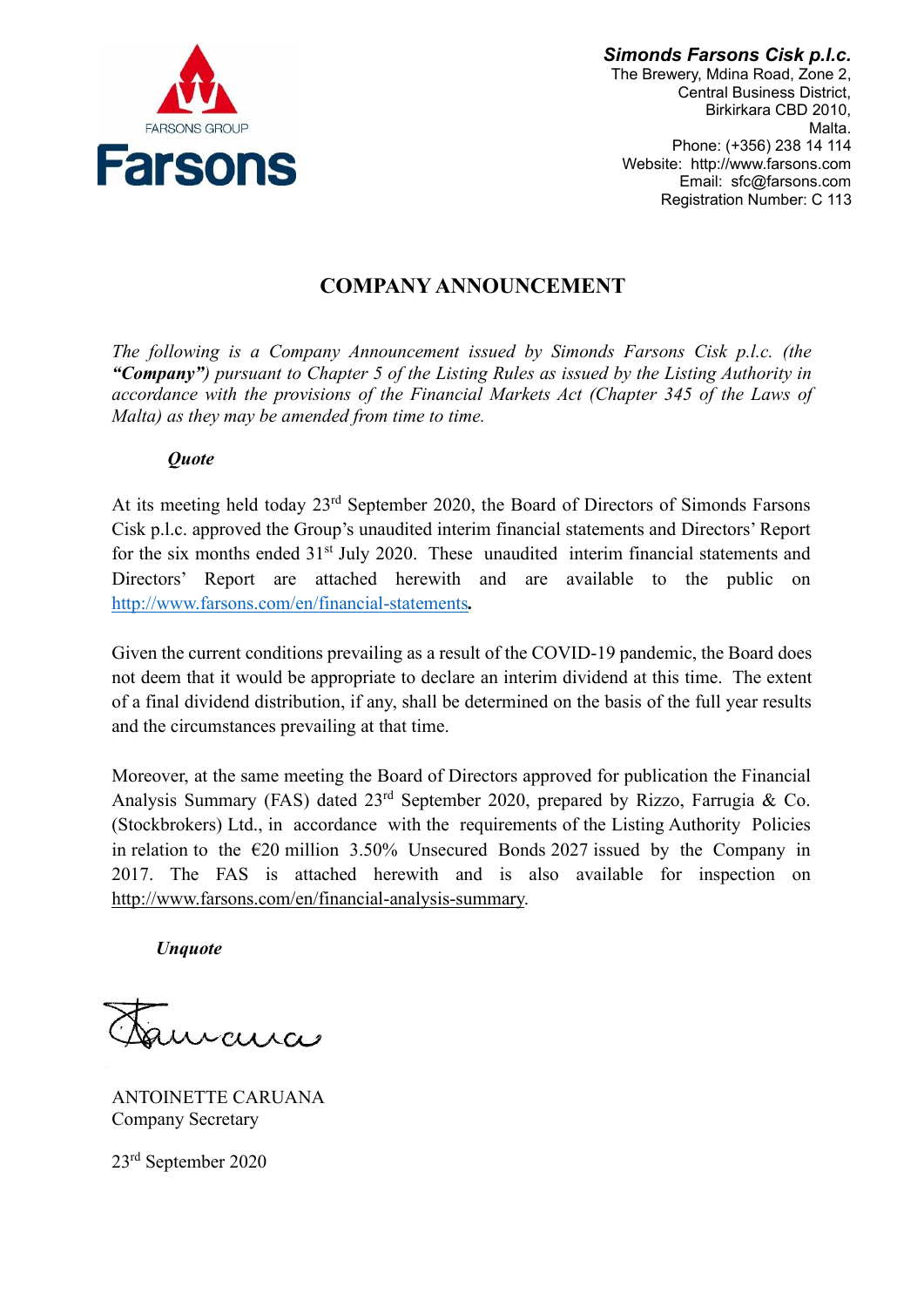FARSONS GROUP

**Farsons**

***Simonds Farsons Cisk p.l.c.***
The Brewery, Mdina Road, Zone 2,
Central Business District,
Birkirkara CBD 2010,
Malta.
Phone: (+356) 238 14 114
Website: http://www.farsons.com
Email: sfc@farsons.com
Registration Number: C 113

# COMPANY ANNOUNCEMENT

*The following is a Company Announcement issued by Simonds Farsons Cisk p.l.c. (the **"Company"**) pursuant to Chapter 5 of the Listing Rules as issued by the Listing Authority in accordance with the provisions of the Financial Markets Act (Chapter 345 of the Laws of Malta) as they may be amended from time to time.*

***Quote***

At its meeting held today 23rd September 2020, the Board of Directors of Simonds Farsons Cisk p.l.c. approved the Group's unaudited interim financial statements and Directors' Report for the six months ended 31st July 2020. These unaudited interim financial statements and Directors' Report are attached herewith and are available to the public on http://www.farsons.com/en/financial-statements.

Given the current conditions prevailing as a result of the COVID-19 pandemic, the Board does not deem that it would be appropriate to declare an interim dividend at this time. The extent of a final dividend distribution, if any, shall be determined on the basis of the full year results and the circumstances prevailing at that time.

Moreover, at the same meeting the Board of Directors approved for publication the Financial Analysis Summary (FAS) dated 23rd September 2020, prepared by Rizzo, Farrugia & Co. (Stockbrokers) Ltd., in accordance with the requirements of the Listing Authority Policies in relation to the €20 million 3.50% Unsecured Bonds 2027 issued by the Company in 2017. The FAS is attached herewith and is also available for inspection on http://www.farsons.com/en/financial-analysis-summary.

***Unquote***

ANTOINETTE CARUANA
Company Secretary

23rd September 2020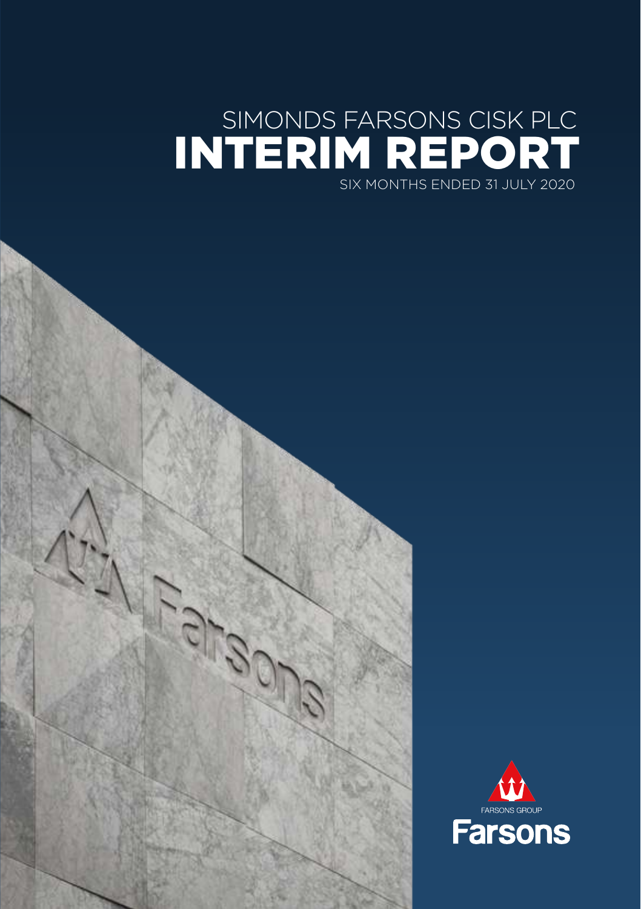SIMONDS FARSONS CISK PLC

# INTERIM REPORT

SIX MONTHS ENDED 31 JULY 2020

FARSONS GROUP

Farsons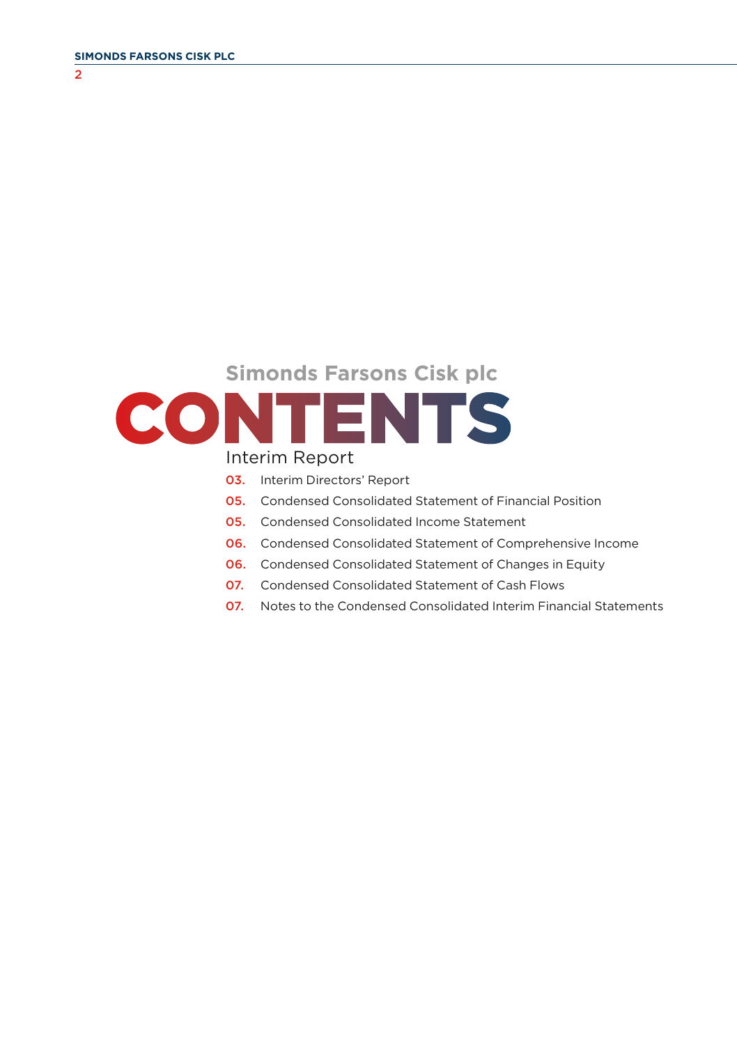Simonds Farsons Cisk plc

# CONTENTS

Interim Report

- **03.** Interim Directors' Report
- **05.** Condensed Consolidated Statement of Financial Position
- **05.** Condensed Consolidated Income Statement
- **06.** Condensed Consolidated Statement of Comprehensive Income
- **06.** Condensed Consolidated Statement of Changes in Equity
- **07.** Condensed Consolidated Statement of Cash Flows
- **07.** Notes to the Condensed Consolidated Interim Financial Statements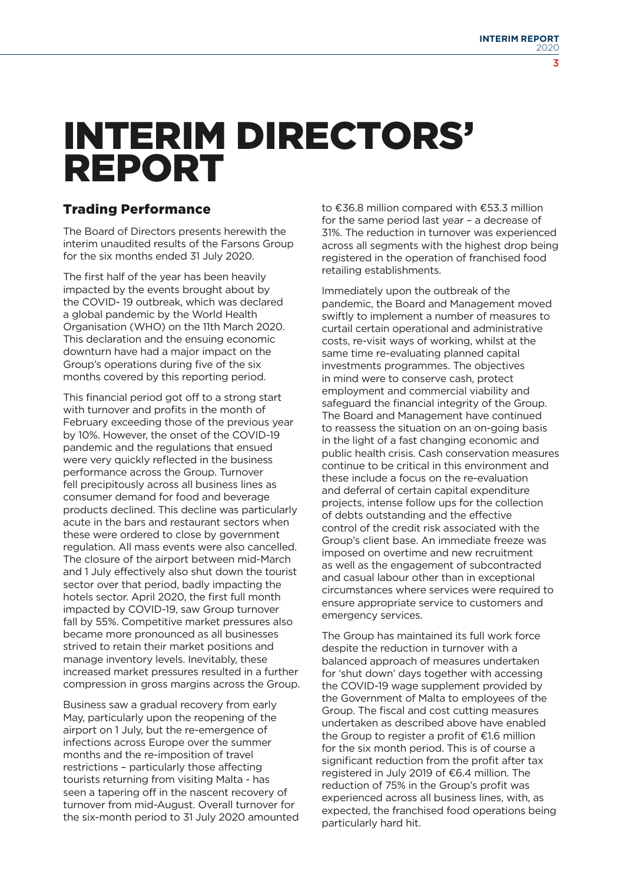# INTERIM DIRECTORS' REPORT

## Trading Performance

The Board of Directors presents herewith the interim unaudited results of the Farsons Group for the six months ended 31 July 2020.

The first half of the year has been heavily impacted by the events brought about by the COVID- 19 outbreak, which was declared a global pandemic by the World Health Organisation (WHO) on the 11th March 2020. This declaration and the ensuing economic downturn have had a major impact on the Group's operations during five of the six months covered by this reporting period.

This financial period got off to a strong start with turnover and profits in the month of February exceeding those of the previous year by 10%. However, the onset of the COVID-19 pandemic and the regulations that ensued were very quickly reflected in the business performance across the Group. Turnover fell precipitously across all business lines as consumer demand for food and beverage products declined. This decline was particularly acute in the bars and restaurant sectors when these were ordered to close by government regulation. All mass events were also cancelled. The closure of the airport between mid-March and 1 July effectively also shut down the tourist sector over that period, badly impacting the hotels sector. April 2020, the first full month impacted by COVID-19, saw Group turnover fall by 55%. Competitive market pressures also became more pronounced as all businesses strived to retain their market positions and manage inventory levels. Inevitably, these increased market pressures resulted in a further compression in gross margins across the Group.

Business saw a gradual recovery from early May, particularly upon the reopening of the airport on 1 July, but the re-emergence of infections across Europe over the summer months and the re-imposition of travel restrictions – particularly those affecting tourists returning from visiting Malta - has seen a tapering off in the nascent recovery of turnover from mid-August. Overall turnover for the six-month period to 31 July 2020 amounted to €36.8 million compared with €53.3 million for the same period last year – a decrease of 31%. The reduction in turnover was experienced across all segments with the highest drop being registered in the operation of franchised food retailing establishments.

Immediately upon the outbreak of the pandemic, the Board and Management moved swiftly to implement a number of measures to curtail certain operational and administrative costs, re-visit ways of working, whilst at the same time re-evaluating planned capital investments programmes. The objectives in mind were to conserve cash, protect employment and commercial viability and safeguard the financial integrity of the Group. The Board and Management have continued to reassess the situation on an on-going basis in the light of a fast changing economic and public health crisis. Cash conservation measures continue to be critical in this environment and these include a focus on the re-evaluation and deferral of certain capital expenditure projects, intense follow ups for the collection of debts outstanding and the effective control of the credit risk associated with the Group's client base. An immediate freeze was imposed on overtime and new recruitment as well as the engagement of subcontracted and casual labour other than in exceptional circumstances where services were required to ensure appropriate service to customers and emergency services.

The Group has maintained its full work force despite the reduction in turnover with a balanced approach of measures undertaken for 'shut down' days together with accessing the COVID-19 wage supplement provided by the Government of Malta to employees of the Group. The fiscal and cost cutting measures undertaken as described above have enabled the Group to register a profit of €1.6 million for the six month period. This is of course a significant reduction from the profit after tax registered in July 2019 of €6.4 million. The reduction of 75% in the Group's profit was experienced across all business lines, with, as expected, the franchised food operations being particularly hard hit.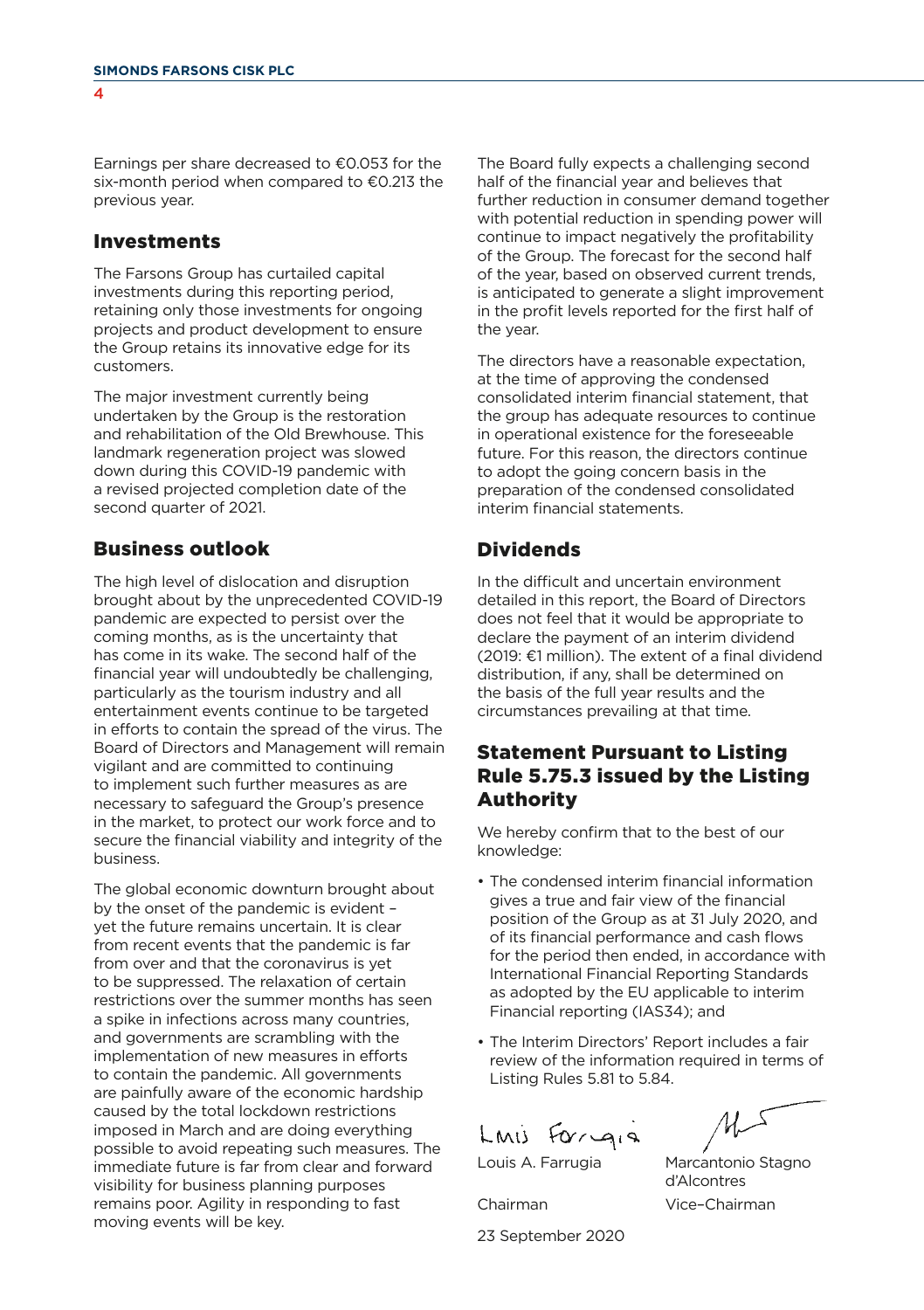Earnings per share decreased to €0.053 for the six-month period when compared to €0.213 the previous year.

## Investments

The Farsons Group has curtailed capital investments during this reporting period, retaining only those investments for ongoing projects and product development to ensure the Group retains its innovative edge for its customers.

The major investment currently being undertaken by the Group is the restoration and rehabilitation of the Old Brewhouse. This landmark regeneration project was slowed down during this COVID-19 pandemic with a revised projected completion date of the second quarter of 2021.

## Business outlook

The high level of dislocation and disruption brought about by the unprecedented COVID-19 pandemic are expected to persist over the coming months, as is the uncertainty that has come in its wake. The second half of the financial year will undoubtedly be challenging, particularly as the tourism industry and all entertainment events continue to be targeted in efforts to contain the spread of the virus. The Board of Directors and Management will remain vigilant and are committed to continuing to implement such further measures as are necessary to safeguard the Group's presence in the market, to protect our work force and to secure the financial viability and integrity of the business.

The global economic downturn brought about by the onset of the pandemic is evident – yet the future remains uncertain. It is clear from recent events that the pandemic is far from over and that the coronavirus is yet to be suppressed. The relaxation of certain restrictions over the summer months has seen a spike in infections across many countries, and governments are scrambling with the implementation of new measures in efforts to contain the pandemic. All governments are painfully aware of the economic hardship caused by the total lockdown restrictions imposed in March and are doing everything possible to avoid repeating such measures. The immediate future is far from clear and forward visibility for business planning purposes remains poor. Agility in responding to fast moving events will be key.

The Board fully expects a challenging second half of the financial year and believes that further reduction in consumer demand together with potential reduction in spending power will continue to impact negatively the profitability of the Group. The forecast for the second half of the year, based on observed current trends, is anticipated to generate a slight improvement in the profit levels reported for the first half of the year.

The directors have a reasonable expectation, at the time of approving the condensed consolidated interim financial statement, that the group has adequate resources to continue in operational existence for the foreseeable future. For this reason, the directors continue to adopt the going concern basis in the preparation of the condensed consolidated interim financial statements.

## Dividends

In the difficult and uncertain environment detailed in this report, the Board of Directors does not feel that it would be appropriate to declare the payment of an interim dividend (2019: €1 million). The extent of a final dividend distribution, if any, shall be determined on the basis of the full year results and the circumstances prevailing at that time.

## Statement Pursuant to Listing Rule 5.75.3 issued by the Listing Authority

We hereby confirm that to the best of our knowledge:

- The condensed interim financial information gives a true and fair view of the financial position of the Group as at 31 July 2020, and of its financial performance and cash flows for the period then ended, in accordance with International Financial Reporting Standards as adopted by the EU applicable to interim Financial reporting (IAS34); and
- The Interim Directors' Report includes a fair review of the information required in terms of Listing Rules 5.81 to 5.84.

Louis A. Farrugia
Chairman

Marcantonio Stagno d'Alcontres
Vice–Chairman

23 September 2020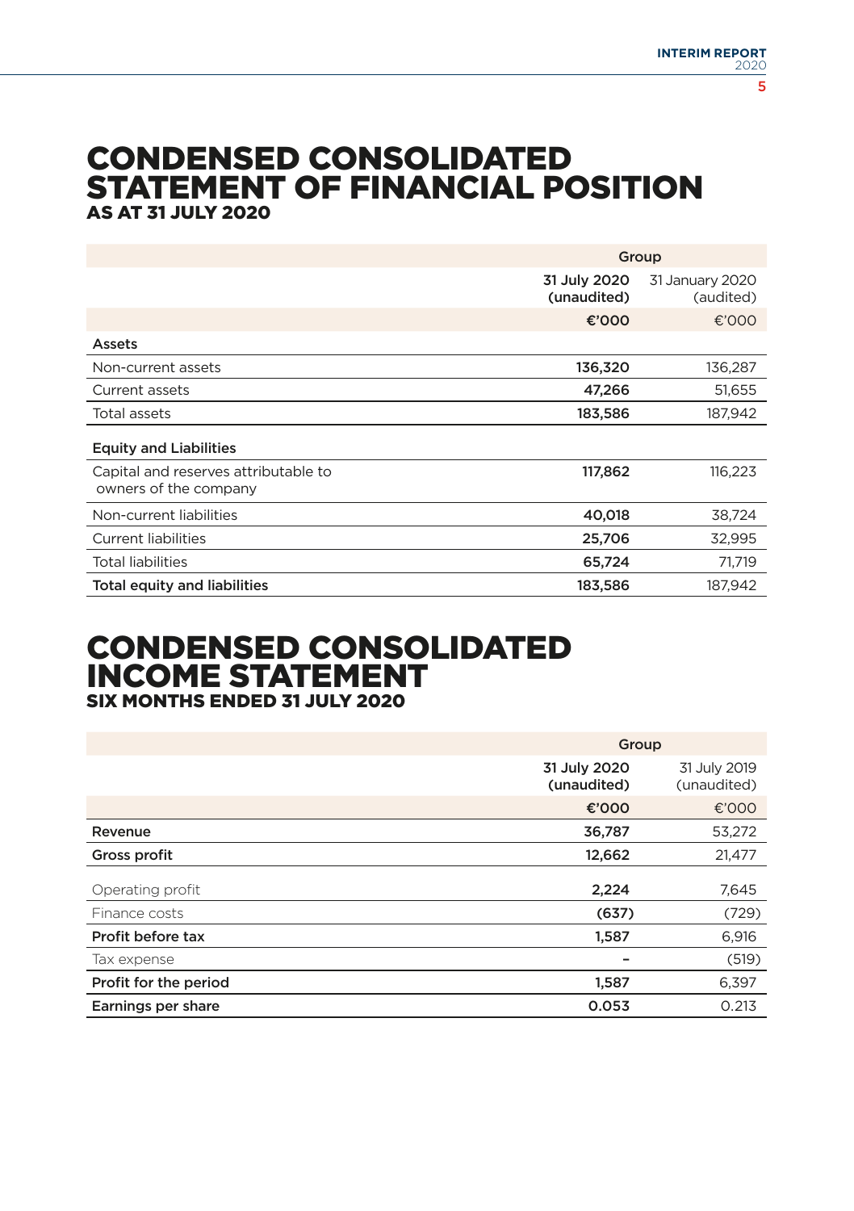# CONDENSED CONSOLIDATED STATEMENT OF FINANCIAL POSITION

## AS AT 31 JULY 2020

| | Group | |
|---|---|---|
| | **31 July 2020 (unaudited)** | 31 January 2020 (audited) |
| | **€'000** | €'000 |
| **Assets** | | |
| Non-current assets | **136,320** | 136,287 |
| Current assets | **47,266** | 51,655 |
| Total assets | **183,586** | 187,942 |
| **Equity and Liabilities** | | |
| Capital and reserves attributable to owners of the company | **117,862** | 116,223 |
| Non-current liabilities | **40,018** | 38,724 |
| Current liabilities | **25,706** | 32,995 |
| Total liabilities | **65,724** | 71,719 |
| **Total equity and liabilities** | **183,586** | 187,942 |

# CONDENSED CONSOLIDATED INCOME STATEMENT

## SIX MONTHS ENDED 31 JULY 2020

| | Group | |
|---|---|---|
| | **31 July 2020 (unaudited)** | 31 July 2019 (unaudited) |
| | **€'000** | €'000 |
| **Revenue** | **36,787** | 53,272 |
| **Gross profit** | **12,662** | 21,477 |
| Operating profit | **2,224** | 7,645 |
| Finance costs | **(637)** | (729) |
| **Profit before tax** | **1,587** | 6,916 |
| Tax expense | **-** | (519) |
| **Profit for the period** | **1,587** | 6,397 |
| **Earnings per share** | **0.053** | 0.213 |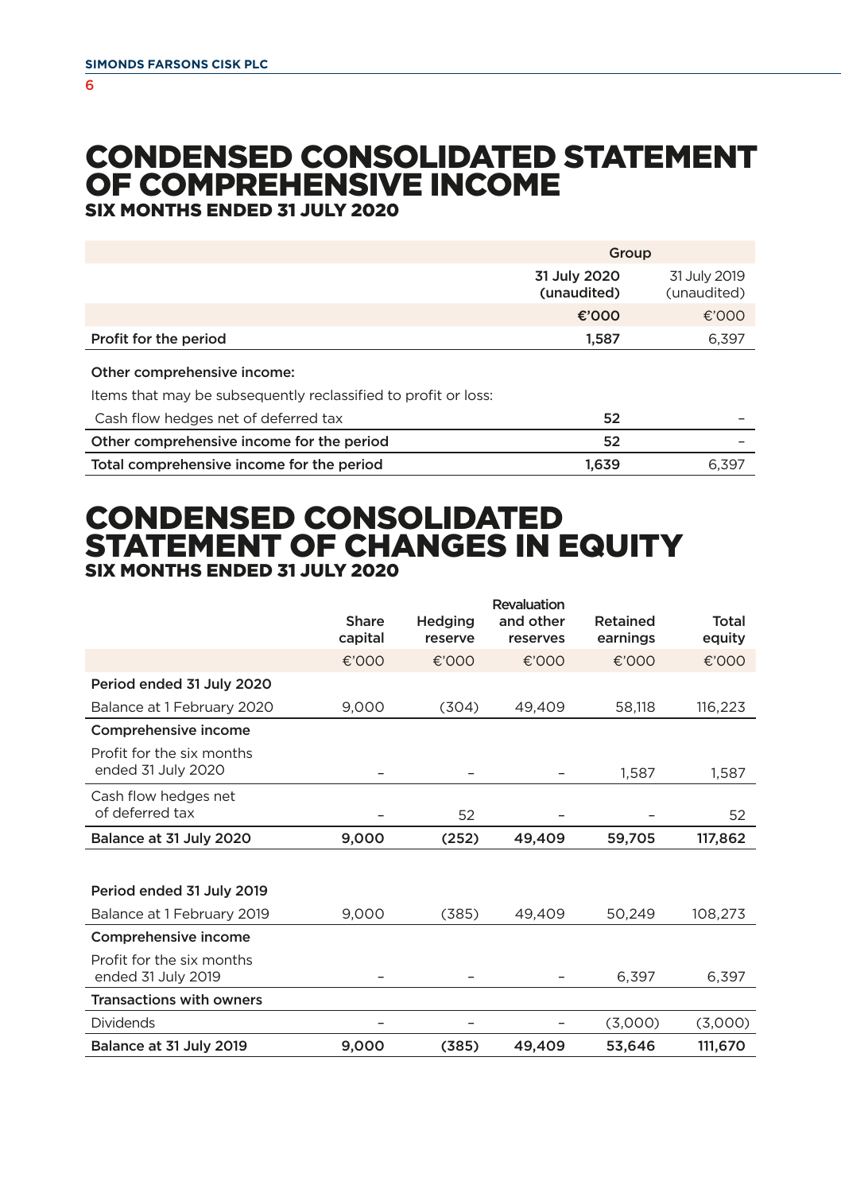# CONDENSED CONSOLIDATED STATEMENT OF COMPREHENSIVE INCOME

## SIX MONTHS ENDED 31 JULY 2020

| | Group | |
|---|---|---|
| | **31 July 2020 (unaudited)** | 31 July 2019 (unaudited) |
| | **€'000** | €'000 |
| **Profit for the period** | **1,587** | 6,397 |
| **Other comprehensive income:** | | |
| Items that may be subsequently reclassified to profit or loss: | | |
| Cash flow hedges net of deferred tax | **52** | – |
| **Other comprehensive income for the period** | **52** | – |
| **Total comprehensive income for the period** | **1,639** | 6,397 |

# CONDENSED CONSOLIDATED STATEMENT OF CHANGES IN EQUITY

## SIX MONTHS ENDED 31 JULY 2020

| | Share capital | Hedging reserve | Revaluation and other reserves | Retained earnings | Total equity |
|---|---|---|---|---|---|
| | €'000 | €'000 | €'000 | €'000 | €'000 |
| **Period ended 31 July 2020** | | | | | |
| Balance at 1 February 2020 | 9,000 | (304) | 49,409 | 58,118 | 116,223 |
| **Comprehensive income** | | | | | |
| Profit for the six months ended 31 July 2020 | – | – | – | 1,587 | 1,587 |
| Cash flow hedges net of deferred tax | – | 52 | – | – | 52 |
| **Balance at 31 July 2020** | **9,000** | **(252)** | **49,409** | **59,705** | **117,862** |
| | | | | | |
| **Period ended 31 July 2019** | | | | | |
| Balance at 1 February 2019 | 9,000 | (385) | 49,409 | 50,249 | 108,273 |
| **Comprehensive income** | | | | | |
| Profit for the six months ended 31 July 2019 | – | – | – | 6,397 | 6,397 |
| **Transactions with owners** | | | | | |
| Dividends | – | – | – | (3,000) | (3,000) |
| **Balance at 31 July 2019** | **9,000** | **(385)** | **49,409** | **53,646** | **111,670** |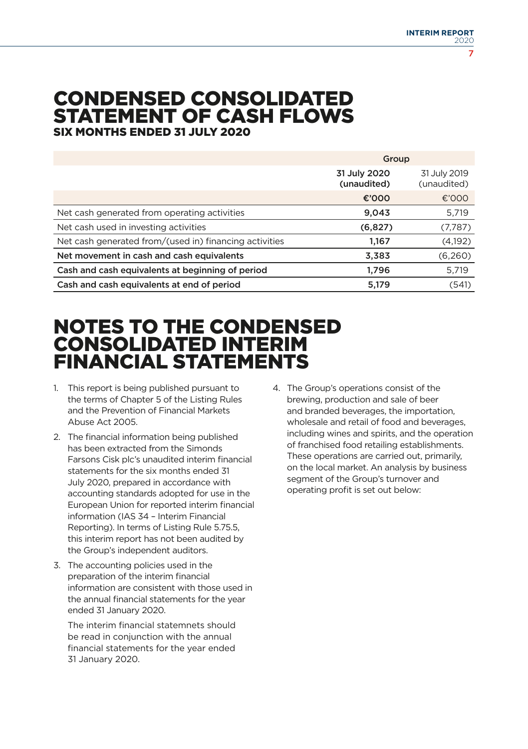# CONDENSED CONSOLIDATED STATEMENT OF CASH FLOWS

### SIX MONTHS ENDED 31 JULY 2020

| | Group | |
|---|---|---|
| | **31 July 2020 (unaudited)** | 31 July 2019 (unaudited) |
| | **€'000** | €'000 |
| Net cash generated from operating activities | **9,043** | 5,719 |
| Net cash used in investing activities | **(6,827)** | (7,787) |
| Net cash generated from/(used in) financing activities | **1,167** | (4,192) |
| **Net movement in cash and cash equivalents** | **3,383** | (6,260) |
| **Cash and cash equivalents at beginning of period** | **1,796** | 5,719 |
| **Cash and cash equivalents at end of period** | **5,179** | (541) |

# NOTES TO THE CONDENSED CONSOLIDATED INTERIM FINANCIAL STATEMENTS

1. This report is being published pursuant to the terms of Chapter 5 of the Listing Rules and the Prevention of Financial Markets Abuse Act 2005.

2. The financial information being published has been extracted from the Simonds Farsons Cisk plc's unaudited interim financial statements for the six months ended 31 July 2020, prepared in accordance with accounting standards adopted for use in the European Union for reported interim financial information (IAS 34 – Interim Financial Reporting). In terms of Listing Rule 5.75.5, this interim report has not been audited by the Group's independent auditors.

3. The accounting policies used in the preparation of the interim financial information are consistent with those used in the annual financial statements for the year ended 31 January 2020.

   The interim financial statemnets should be read in conjunction with the annual financial statements for the year ended 31 January 2020.

4. The Group's operations consist of the brewing, production and sale of beer and branded beverages, the importation, wholesale and retail of food and beverages, including wines and spirits, and the operation of franchised food retailing establishments. These operations are carried out, primarily, on the local market. An analysis by business segment of the Group's turnover and operating profit is set out below: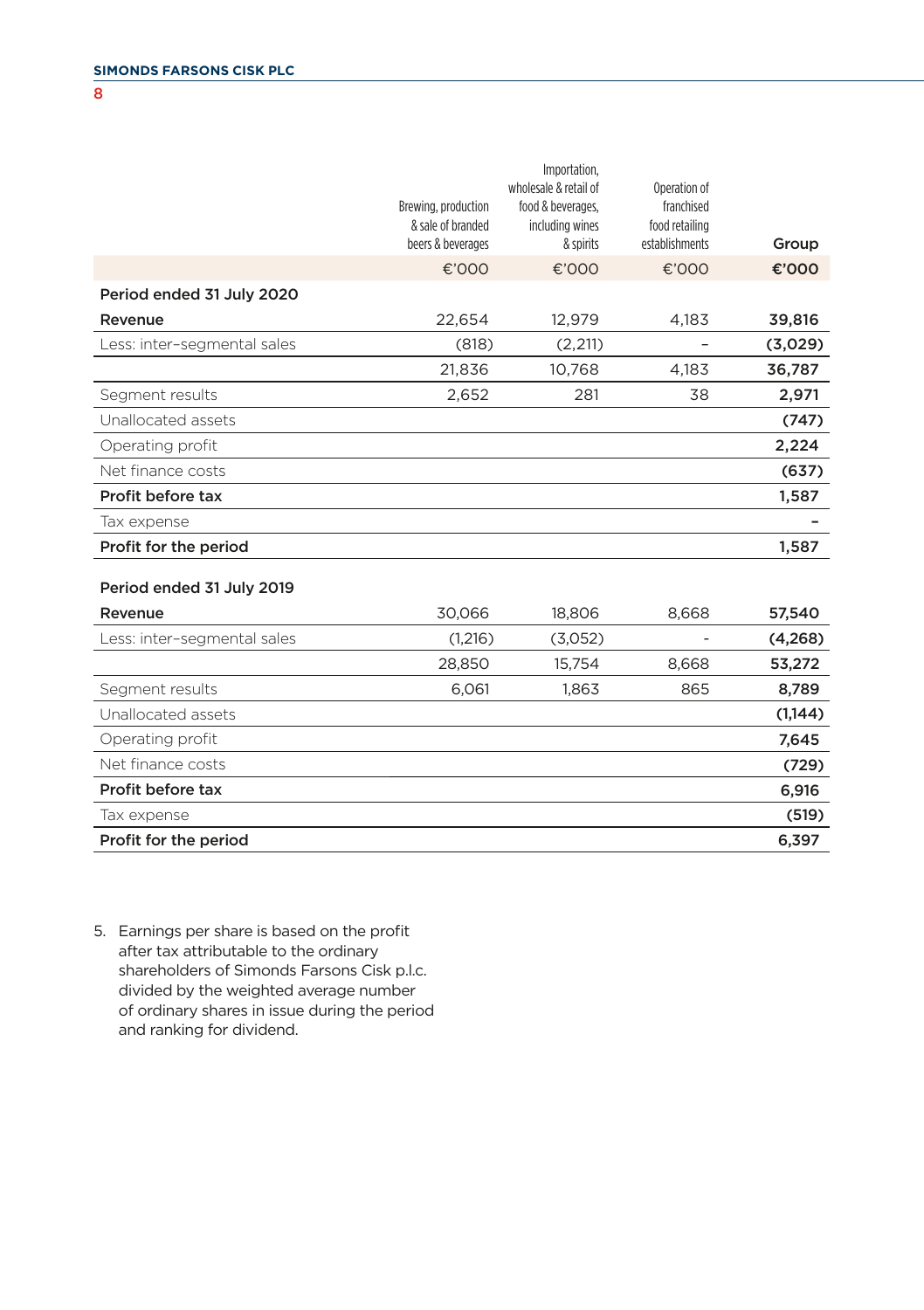| | Brewing, production & sale of branded beers & beverages | Importation, wholesale & retail of food & beverages, including wines & spirits | Operation of franchised food retailing establishments | Group |
|---|---|---|---|---|
| | €'000 | €'000 | €'000 | **€'000** |
| **Period ended 31 July 2020** | | | | |
| **Revenue** | 22,654 | 12,979 | 4,183 | **39,816** |
| Less: inter-segmental sales | (818) | (2,211) | – | **(3,029)** |
| | 21,836 | 10,768 | 4,183 | **36,787** |
| Segment results | 2,652 | 281 | 38 | **2,971** |
| Unallocated assets | | | | **(747)** |
| Operating profit | | | | **2,224** |
| Net finance costs | | | | **(637)** |
| **Profit before tax** | | | | **1,587** |
| Tax expense | | | | **–** |
| **Profit for the period** | | | | **1,587** |
| **Period ended 31 July 2019** | | | | |
| **Revenue** | 30,066 | 18,806 | 8,668 | **57,540** |
| Less: inter-segmental sales | (1,216) | (3,052) | - | **(4,268)** |
| | 28,850 | 15,754 | 8,668 | **53,272** |
| Segment results | 6,061 | 1,863 | 865 | **8,789** |
| Unallocated assets | | | | **(1,144)** |
| Operating profit | | | | **7,645** |
| Net finance costs | | | | **(729)** |
| **Profit before tax** | | | | **6,916** |
| Tax expense | | | | **(519)** |
| **Profit for the period** | | | | **6,397** |

5. Earnings per share is based on the profit after tax attributable to the ordinary shareholders of Simonds Farsons Cisk p.l.c. divided by the weighted average number of ordinary shares in issue during the period and ranking for dividend.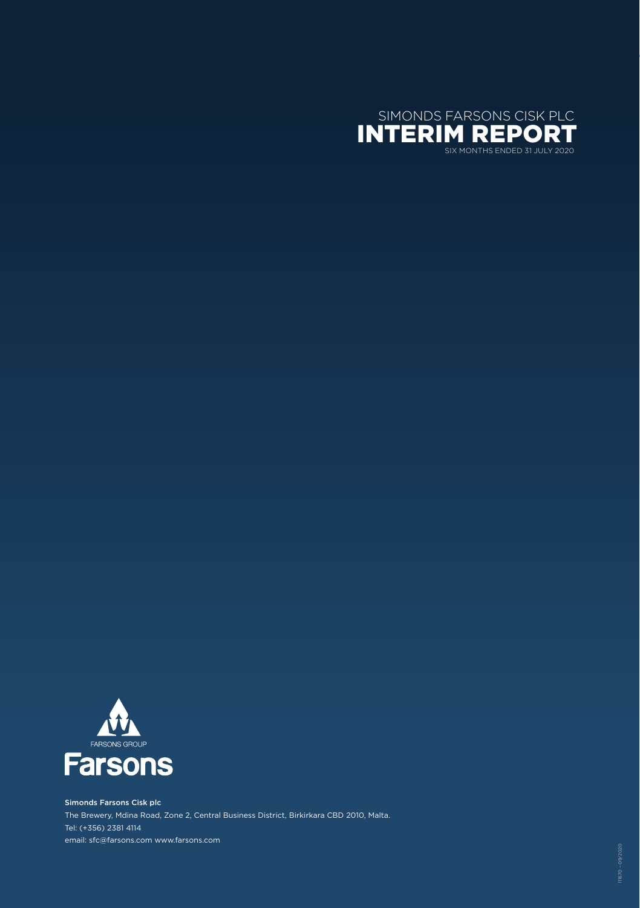SIMONDS FARSONS CISK PLC

# INTERIM REPORT

SIX MONTHS ENDED 31 JULY 2020

FARSONS GROUP

**Farsons**

**Simonds Farsons Cisk plc**

The Brewery, Mdina Road, Zone 2, Central Business District, Birkirkara CBD 2010, Malta.

Tel: (+356) 2381 4114

email: sfc@farsons.com www.farsons.com

111670 - 09/2020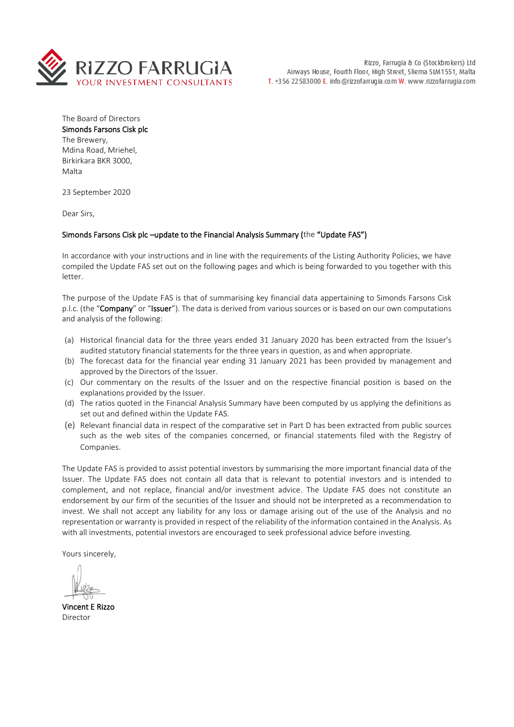RIZZO FARRUGIA
YOUR INVESTMENT CONSULTANTS

Rizzo, Farrugia & Co (Stockbrokers) Ltd
Airways House, Fourth Floor, High Street, Sliema SLM1551, Malta
T. +356 22583000 E. info@rizzofarrugia.com W. www.rizzofarrugia.com

The Board of Directors
**Simonds Farsons Cisk plc**
The Brewery,
Mdina Road, Mriehel,
Birkirkara BKR 3000,
Malta

23 September 2020

Dear Sirs,

**Simonds Farsons Cisk plc –update to the Financial Analysis Summary** (the **"Update FAS")**

In accordance with your instructions and in line with the requirements of the Listing Authority Policies, we have compiled the Update FAS set out on the following pages and which is being forwarded to you together with this letter.

The purpose of the Update FAS is that of summarising key financial data appertaining to Simonds Farsons Cisk p.l.c. (the "**Company**" or "**Issuer**"). The data is derived from various sources or is based on our own computations and analysis of the following:

(a) Historical financial data for the three years ended 31 January 2020 has been extracted from the Issuer's audited statutory financial statements for the three years in question, as and when appropriate.
(b) The forecast data for the financial year ending 31 January 2021 has been provided by management and approved by the Directors of the Issuer.
(c) Our commentary on the results of the Issuer and on the respective financial position is based on the explanations provided by the Issuer.
(d) The ratios quoted in the Financial Analysis Summary have been computed by us applying the definitions as set out and defined within the Update FAS.
(e) Relevant financial data in respect of the comparative set in Part D has been extracted from public sources such as the web sites of the companies concerned, or financial statements filed with the Registry of Companies.

The Update FAS is provided to assist potential investors by summarising the more important financial data of the Issuer. The Update FAS does not contain all data that is relevant to potential investors and is intended to complement, and not replace, financial and/or investment advice. The Update FAS does not constitute an endorsement by our firm of the securities of the Issuer and should not be interpreted as a recommendation to invest. We shall not accept any liability for any loss or damage arising out of the use of the Analysis and no representation or warranty is provided in respect of the reliability of the information contained in the Analysis. As with all investments, potential investors are encouraged to seek professional advice before investing.

Yours sincerely,

**Vincent E Rizzo**
Director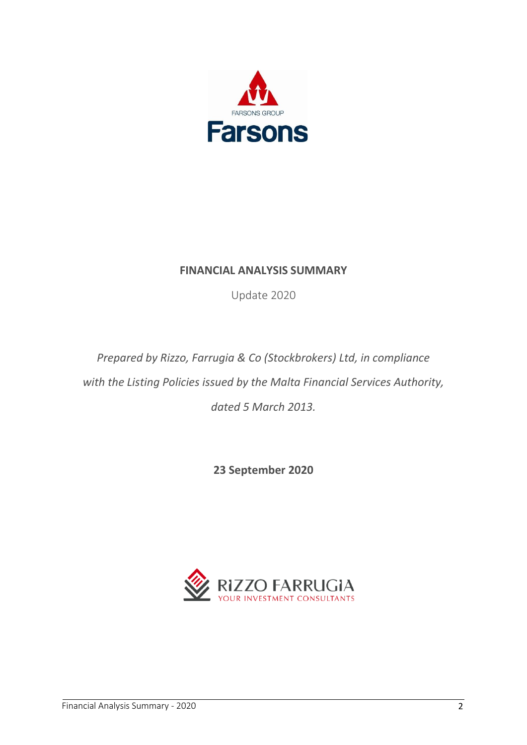# FINANCIAL ANALYSIS SUMMARY

Update 2020

*Prepared by Rizzo, Farrugia & Co (Stockbrokers) Ltd, in compliance with the Listing Policies issued by the Malta Financial Services Authority, dated 5 March 2013.*

**23 September 2020**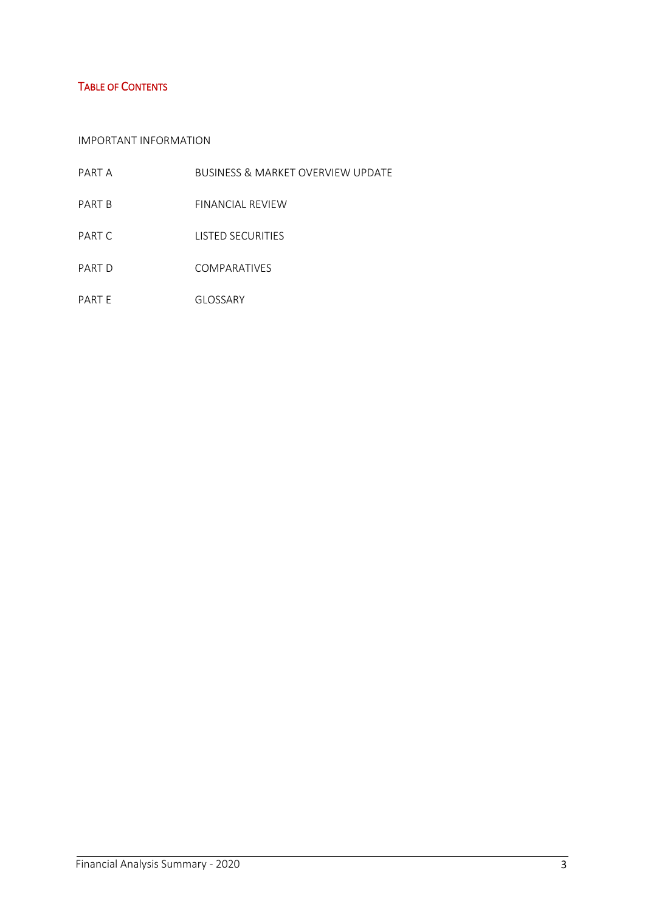## TABLE OF CONTENTS

IMPORTANT INFORMATION

| | |
|---|---|
| PART A | BUSINESS & MARKET OVERVIEW UPDATE |
| PART B | FINANCIAL REVIEW |
| PART C | LISTED SECURITIES |
| PART D | COMPARATIVES |
| PART E | GLOSSARY |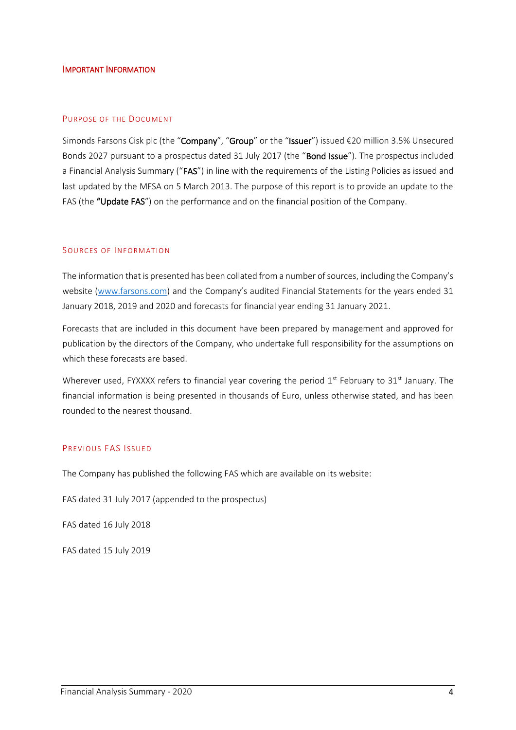# Important Information

## Purpose of the Document

Simonds Farsons Cisk plc (the "**Company**", "**Group**" or the "**Issuer**") issued €20 million 3.5% Unsecured Bonds 2027 pursuant to a prospectus dated 31 July 2017 (the "**Bond Issue**"). The prospectus included a Financial Analysis Summary ("**FAS**") in line with the requirements of the Listing Policies as issued and last updated by the MFSA on 5 March 2013. The purpose of this report is to provide an update to the FAS (the **"Update FAS**") on the performance and on the financial position of the Company.

## Sources of Information

The information that is presented has been collated from a number of sources, including the Company's website (www.farsons.com) and the Company's audited Financial Statements for the years ended 31 January 2018, 2019 and 2020 and forecasts for financial year ending 31 January 2021.

Forecasts that are included in this document have been prepared by management and approved for publication by the directors of the Company, who undertake full responsibility for the assumptions on which these forecasts are based.

Wherever used, FYXXXX refers to financial year covering the period 1st February to 31st January. The financial information is being presented in thousands of Euro, unless otherwise stated, and has been rounded to the nearest thousand.

## Previous FAS Issued

The Company has published the following FAS which are available on its website:

FAS dated 31 July 2017 (appended to the prospectus)

FAS dated 16 July 2018

FAS dated 15 July 2019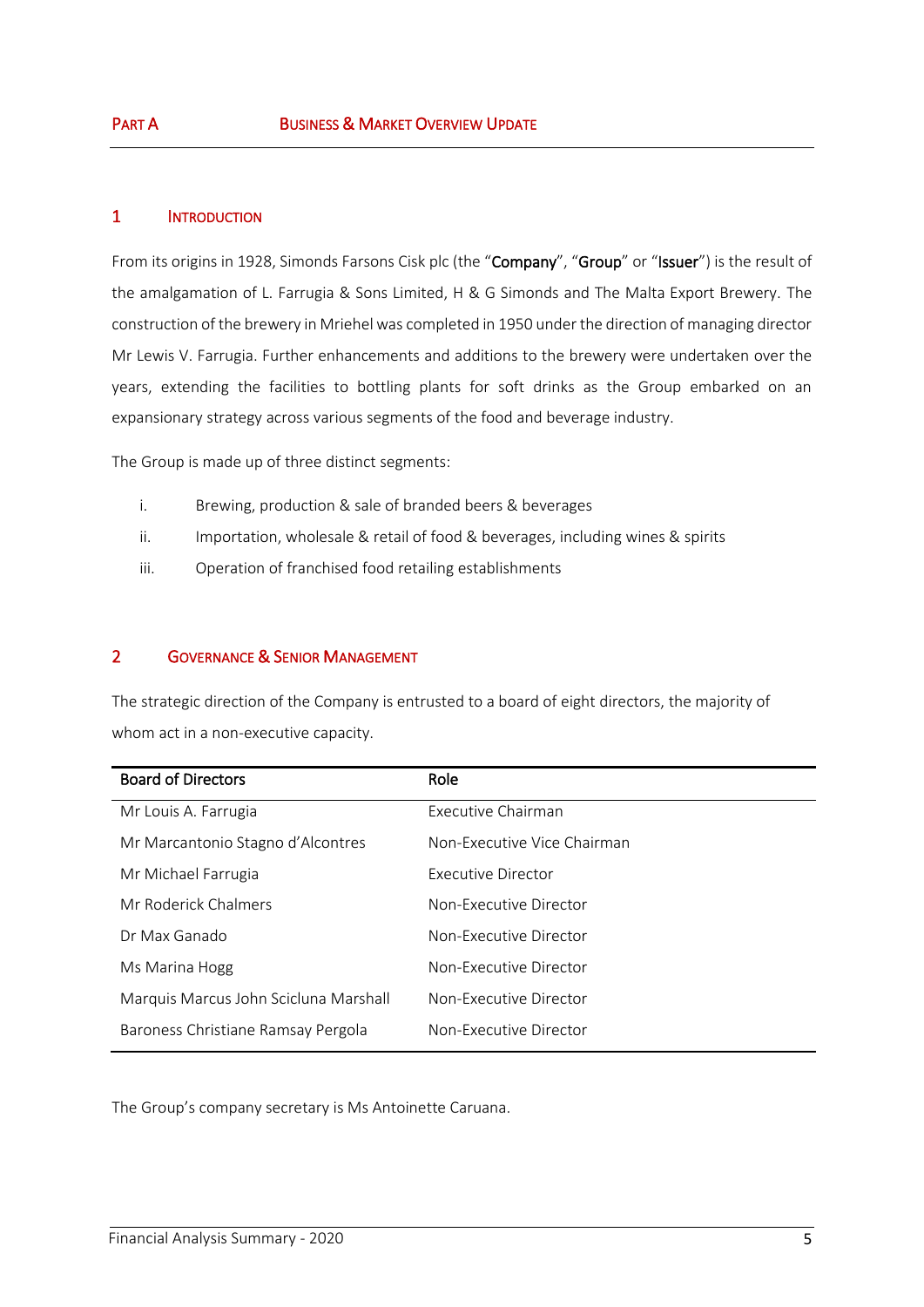## PART A BUSINESS & MARKET OVERVIEW UPDATE

### 1 INTRODUCTION

From its origins in 1928, Simonds Farsons Cisk plc (the "**Company**", "**Group**" or "**Issuer**") is the result of the amalgamation of L. Farrugia & Sons Limited, H & G Simonds and The Malta Export Brewery. The construction of the brewery in Mriehel was completed in 1950 under the direction of managing director Mr Lewis V. Farrugia. Further enhancements and additions to the brewery were undertaken over the years, extending the facilities to bottling plants for soft drinks as the Group embarked on an expansionary strategy across various segments of the food and beverage industry.

The Group is made up of three distinct segments:

i. Brewing, production & sale of branded beers & beverages

ii. Importation, wholesale & retail of food & beverages, including wines & spirits

iii. Operation of franchised food retailing establishments

### 2 GOVERNANCE & SENIOR MANAGEMENT

The strategic direction of the Company is entrusted to a board of eight directors, the majority of whom act in a non-executive capacity.

| Board of Directors | Role |
|---|---|
| Mr Louis A. Farrugia | Executive Chairman |
| Mr Marcantonio Stagno d'Alcontres | Non-Executive Vice Chairman |
| Mr Michael Farrugia | Executive Director |
| Mr Roderick Chalmers | Non-Executive Director |
| Dr Max Ganado | Non-Executive Director |
| Ms Marina Hogg | Non-Executive Director |
| Marquis Marcus John Scicluna Marshall | Non-Executive Director |
| Baroness Christiane Ramsay Pergola | Non-Executive Director |

The Group's company secretary is Ms Antoinette Caruana.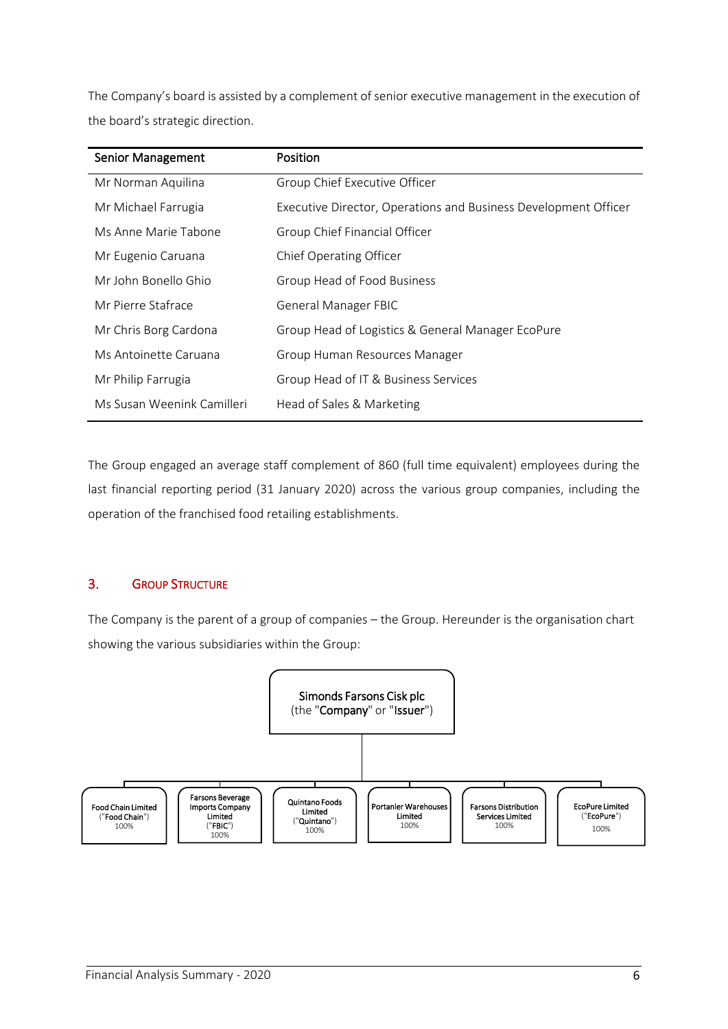The Company's board is assisted by a complement of senior executive management in the execution of the board's strategic direction.

| Senior Management | Position |
|---|---|
| Mr Norman Aquilina | Group Chief Executive Officer |
| Mr Michael Farrugia | Executive Director, Operations and Business Development Officer |
| Ms Anne Marie Tabone | Group Chief Financial Officer |
| Mr Eugenio Caruana | Chief Operating Officer |
| Mr John Bonello Ghio | Group Head of Food Business |
| Mr Pierre Stafrace | General Manager FBIC |
| Mr Chris Borg Cardona | Group Head of Logistics & General Manager EcoPure |
| Ms Antoinette Caruana | Group Human Resources Manager |
| Mr Philip Farrugia | Group Head of IT & Business Services |
| Ms Susan Weenink Camilleri | Head of Sales & Marketing |

The Group engaged an average staff complement of 860 (full time equivalent) employees during the last financial reporting period (31 January 2020) across the various group companies, including the operation of the franchised food retailing establishments.

## 3. Group Structure

The Company is the parent of a group of companies – the Group. Hereunder is the organisation chart showing the various subsidiaries within the Group:

**Simonds Farsons Cisk plc** (the "**Company**" or "**Issuer**")

- Food Chain Limited ("**Food Chain**") 100%
- Farsons Beverage Imports Company Limited ("**FBIC**") 100%
- Quintano Foods Limited ("**Quintano**") 100%
- Portanier Warehouses Limited 100%
- Farsons Distribution Services Limited 100%
- EcoPure Limited ("**EcoPure**") 100%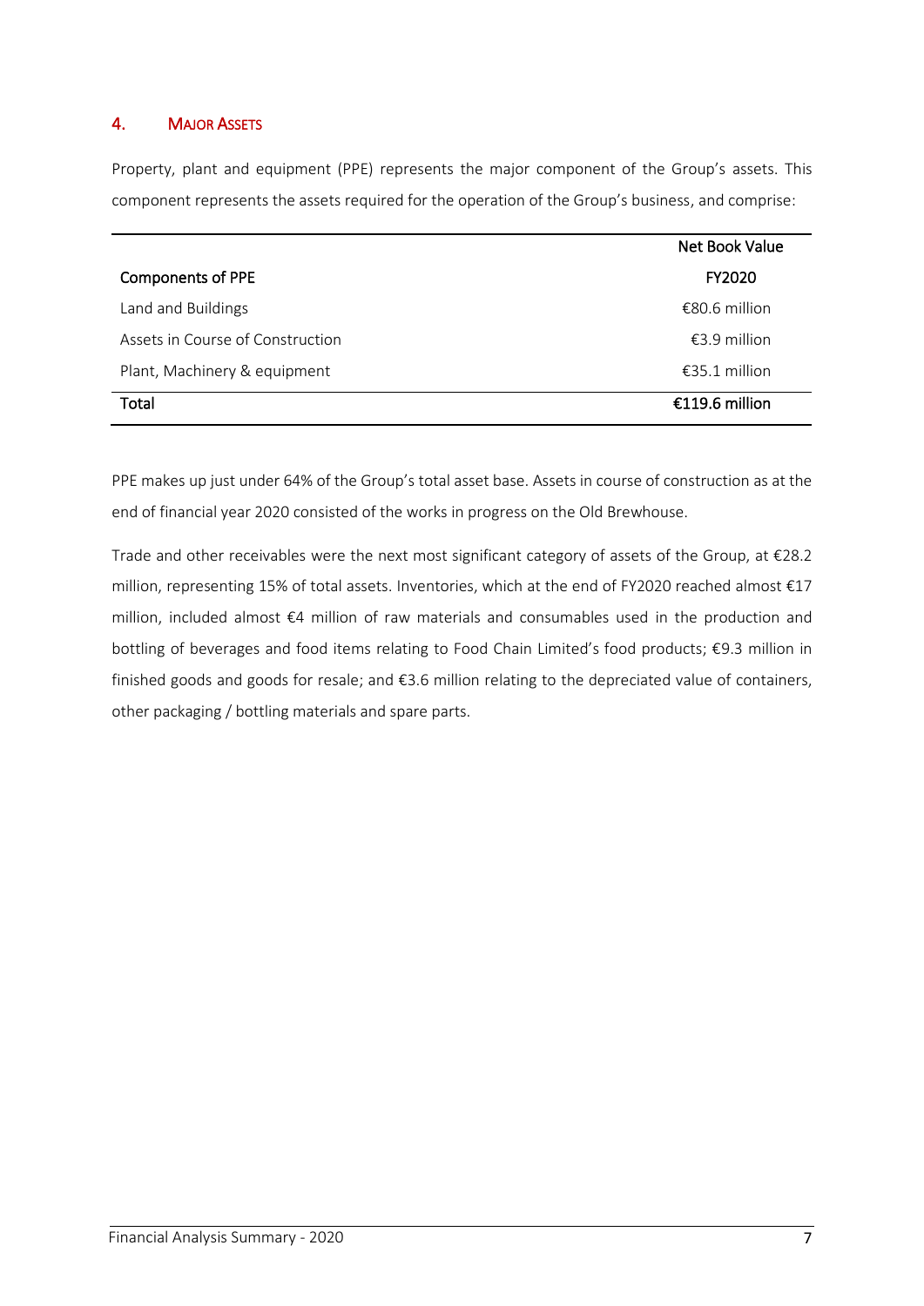## 4. MAJOR ASSETS

Property, plant and equipment (PPE) represents the major component of the Group's assets. This component represents the assets required for the operation of the Group's business, and comprise:

| Components of PPE | Net Book Value FY2020 |
|---|---|
| Land and Buildings | €80.6 million |
| Assets in Course of Construction | €3.9 million |
| Plant, Machinery & equipment | €35.1 million |
| **Total** | **€119.6 million** |

PPE makes up just under 64% of the Group's total asset base. Assets in course of construction as at the end of financial year 2020 consisted of the works in progress on the Old Brewhouse.

Trade and other receivables were the next most significant category of assets of the Group, at €28.2 million, representing 15% of total assets. Inventories, which at the end of FY2020 reached almost €17 million, included almost €4 million of raw materials and consumables used in the production and bottling of beverages and food items relating to Food Chain Limited's food products; €9.3 million in finished goods and goods for resale; and €3.6 million relating to the depreciated value of containers, other packaging / bottling materials and spare parts.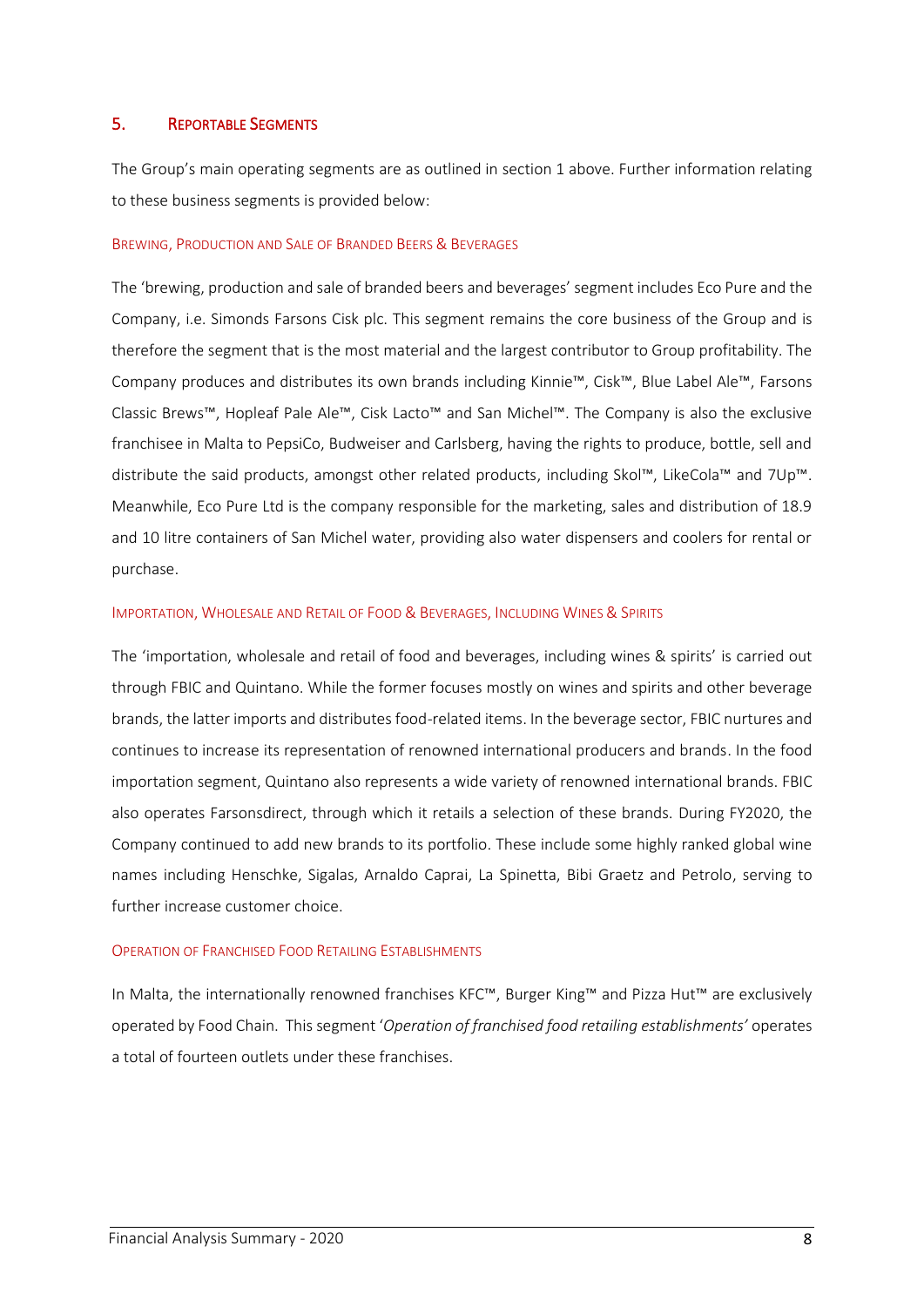## 5. Reportable Segments

The Group's main operating segments are as outlined in section 1 above. Further information relating to these business segments is provided below:

### Brewing, Production and Sale of Branded Beers & Beverages

The 'brewing, production and sale of branded beers and beverages' segment includes Eco Pure and the Company, i.e. Simonds Farsons Cisk plc. This segment remains the core business of the Group and is therefore the segment that is the most material and the largest contributor to Group profitability. The Company produces and distributes its own brands including Kinnie™, Cisk™, Blue Label Ale™, Farsons Classic Brews™, Hopleaf Pale Ale™, Cisk Lacto™ and San Michel™. The Company is also the exclusive franchisee in Malta to PepsiCo, Budweiser and Carlsberg, having the rights to produce, bottle, sell and distribute the said products, amongst other related products, including Skol™, LikeCola™ and 7Up™. Meanwhile, Eco Pure Ltd is the company responsible for the marketing, sales and distribution of 18.9 and 10 litre containers of San Michel water, providing also water dispensers and coolers for rental or purchase.

### Importation, Wholesale and Retail of Food & Beverages, Including Wines & Spirits

The 'importation, wholesale and retail of food and beverages, including wines & spirits' is carried out through FBIC and Quintano. While the former focuses mostly on wines and spirits and other beverage brands, the latter imports and distributes food-related items. In the beverage sector, FBIC nurtures and continues to increase its representation of renowned international producers and brands. In the food importation segment, Quintano also represents a wide variety of renowned international brands. FBIC also operates Farsonsdirect, through which it retails a selection of these brands. During FY2020, the Company continued to add new brands to its portfolio. These include some highly ranked global wine names including Henschke, Sigalas, Arnaldo Caprai, La Spinetta, Bibi Graetz and Petrolo, serving to further increase customer choice.

### Operation of Franchised Food Retailing Establishments

In Malta, the internationally renowned franchises KFC™, Burger King™ and Pizza Hut™ are exclusively operated by Food Chain. This segment '*Operation of franchised food retailing establishments'* operates a total of fourteen outlets under these franchises.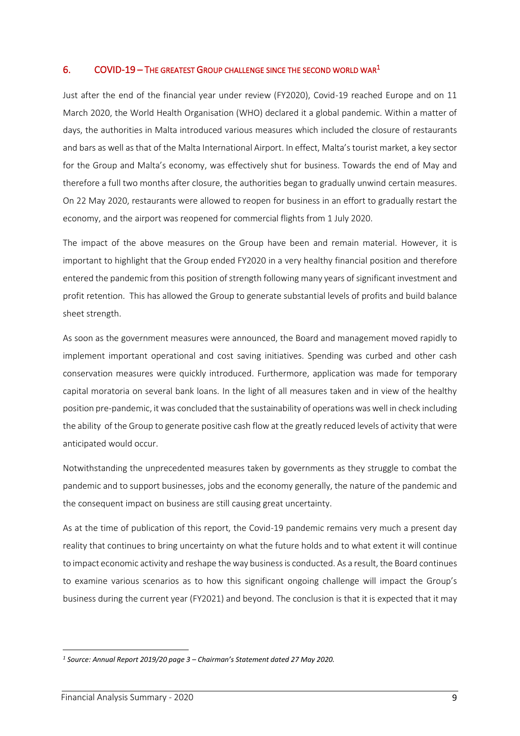## 6. COVID-19 – THE GREATEST GROUP CHALLENGE SINCE THE SECOND WORLD WAR[1]

Just after the end of the financial year under review (FY2020), Covid-19 reached Europe and on 11 March 2020, the World Health Organisation (WHO) declared it a global pandemic. Within a matter of days, the authorities in Malta introduced various measures which included the closure of restaurants and bars as well as that of the Malta International Airport. In effect, Malta's tourist market, a key sector for the Group and Malta's economy, was effectively shut for business. Towards the end of May and therefore a full two months after closure, the authorities began to gradually unwind certain measures. On 22 May 2020, restaurants were allowed to reopen for business in an effort to gradually restart the economy, and the airport was reopened for commercial flights from 1 July 2020.

The impact of the above measures on the Group have been and remain material. However, it is important to highlight that the Group ended FY2020 in a very healthy financial position and therefore entered the pandemic from this position of strength following many years of significant investment and profit retention. This has allowed the Group to generate substantial levels of profits and build balance sheet strength.

As soon as the government measures were announced, the Board and management moved rapidly to implement important operational and cost saving initiatives. Spending was curbed and other cash conservation measures were quickly introduced. Furthermore, application was made for temporary capital moratoria on several bank loans. In the light of all measures taken and in view of the healthy position pre-pandemic, it was concluded that the sustainability of operations was well in check including the ability of the Group to generate positive cash flow at the greatly reduced levels of activity that were anticipated would occur.

Notwithstanding the unprecedented measures taken by governments as they struggle to combat the pandemic and to support businesses, jobs and the economy generally, the nature of the pandemic and the consequent impact on business are still causing great uncertainty.

As at the time of publication of this report, the Covid-19 pandemic remains very much a present day reality that continues to bring uncertainty on what the future holds and to what extent it will continue to impact economic activity and reshape the way business is conducted. As a result, the Board continues to examine various scenarios as to how this significant ongoing challenge will impact the Group's business during the current year (FY2021) and beyond. The conclusion is that it is expected that it may

---

[1] *Source: Annual Report 2019/20 page 3 – Chairman's Statement dated 27 May 2020.*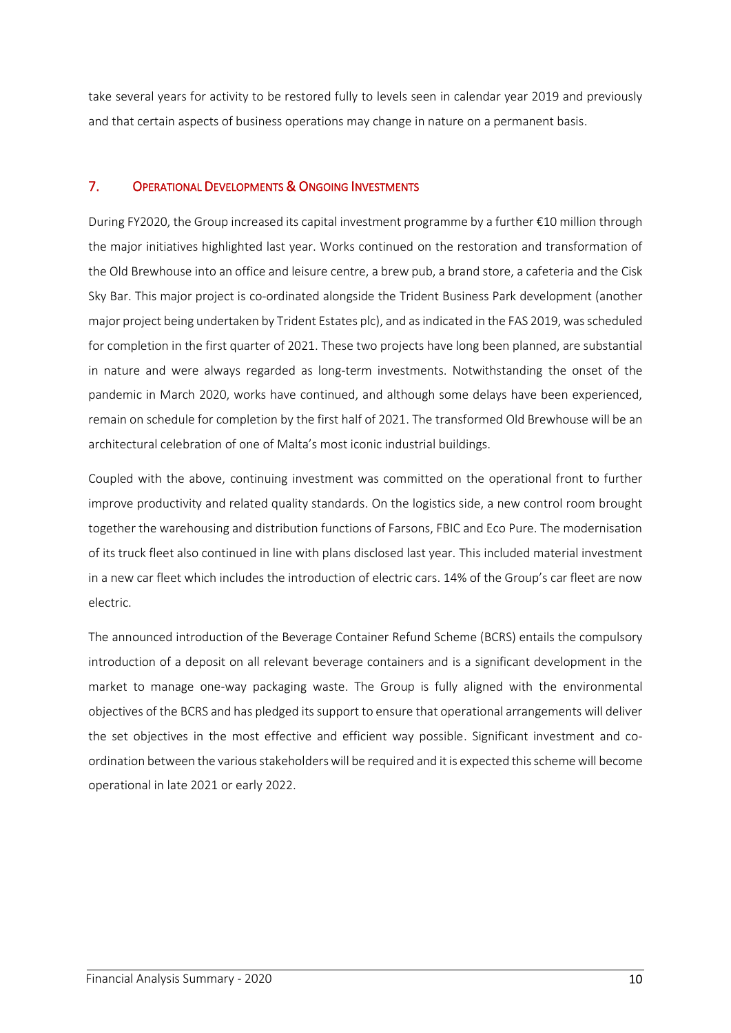take several years for activity to be restored fully to levels seen in calendar year 2019 and previously and that certain aspects of business operations may change in nature on a permanent basis.

## 7. Operational Developments & Ongoing Investments

During FY2020, the Group increased its capital investment programme by a further €10 million through the major initiatives highlighted last year. Works continued on the restoration and transformation of the Old Brewhouse into an office and leisure centre, a brew pub, a brand store, a cafeteria and the Cisk Sky Bar. This major project is co-ordinated alongside the Trident Business Park development (another major project being undertaken by Trident Estates plc), and as indicated in the FAS 2019, was scheduled for completion in the first quarter of 2021. These two projects have long been planned, are substantial in nature and were always regarded as long-term investments. Notwithstanding the onset of the pandemic in March 2020, works have continued, and although some delays have been experienced, remain on schedule for completion by the first half of 2021. The transformed Old Brewhouse will be an architectural celebration of one of Malta's most iconic industrial buildings.

Coupled with the above, continuing investment was committed on the operational front to further improve productivity and related quality standards. On the logistics side, a new control room brought together the warehousing and distribution functions of Farsons, FBIC and Eco Pure. The modernisation of its truck fleet also continued in line with plans disclosed last year. This included material investment in a new car fleet which includes the introduction of electric cars. 14% of the Group's car fleet are now electric.

The announced introduction of the Beverage Container Refund Scheme (BCRS) entails the compulsory introduction of a deposit on all relevant beverage containers and is a significant development in the market to manage one-way packaging waste. The Group is fully aligned with the environmental objectives of the BCRS and has pledged its support to ensure that operational arrangements will deliver the set objectives in the most effective and efficient way possible. Significant investment and co-ordination between the various stakeholders will be required and it is expected this scheme will become operational in late 2021 or early 2022.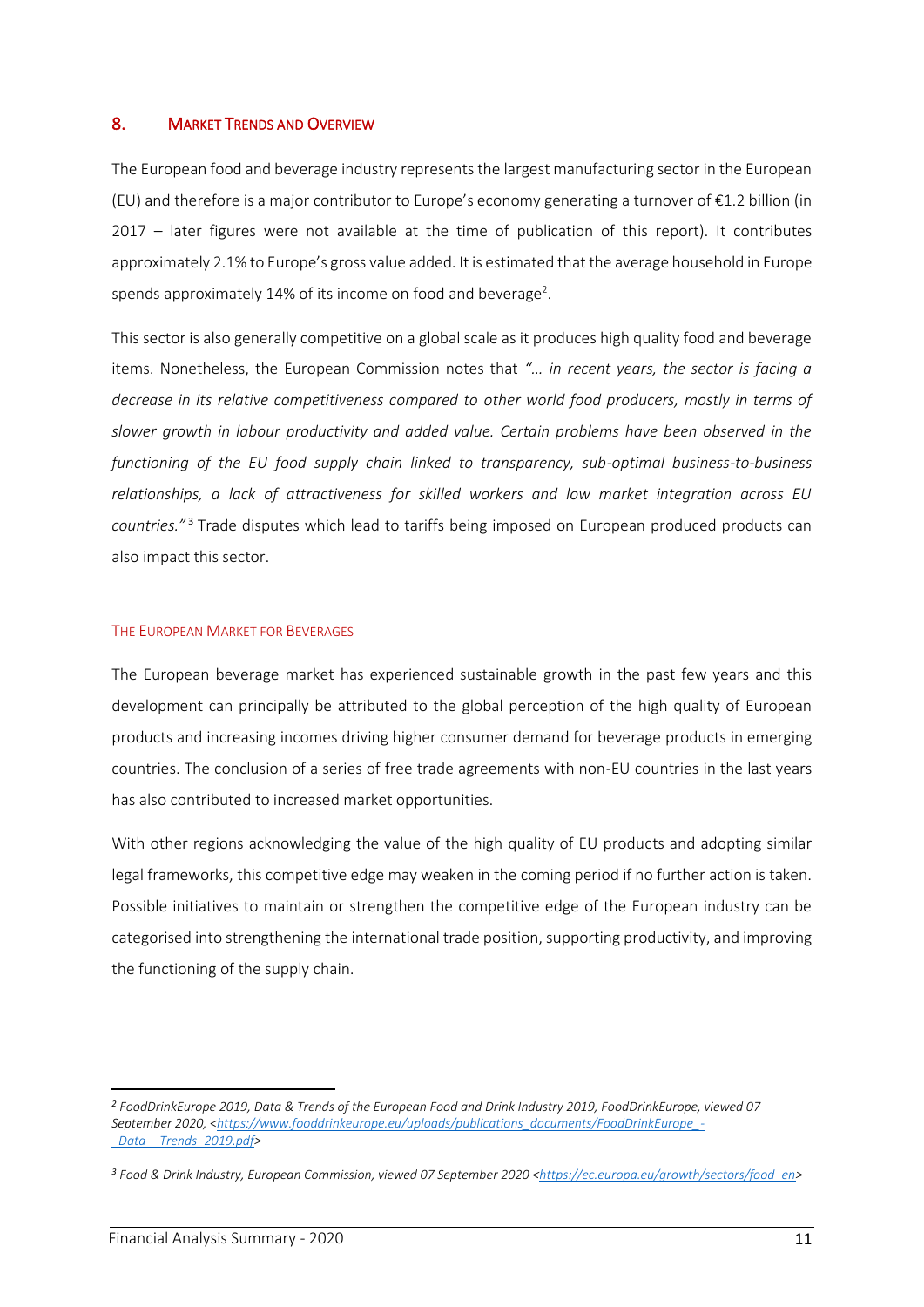## 8. MARKET TRENDS AND OVERVIEW

The European food and beverage industry represents the largest manufacturing sector in the European (EU) and therefore is a major contributor to Europe's economy generating a turnover of €1.2 billion (in 2017 – later figures were not available at the time of publication of this report). It contributes approximately 2.1% to Europe's gross value added. It is estimated that the average household in Europe spends approximately 14% of its income on food and beverage[2].

This sector is also generally competitive on a global scale as it produces high quality food and beverage items. Nonetheless, the European Commission notes that *"… in recent years, the sector is facing a decrease in its relative competitiveness compared to other world food producers, mostly in terms of slower growth in labour productivity and added value. Certain problems have been observed in the functioning of the EU food supply chain linked to transparency, sub-optimal business-to-business relationships, a lack of attractiveness for skilled workers and low market integration across EU countries."*[3] Trade disputes which lead to tariffs being imposed on European produced products can also impact this sector.

### THE EUROPEAN MARKET FOR BEVERAGES

The European beverage market has experienced sustainable growth in the past few years and this development can principally be attributed to the global perception of the high quality of European products and increasing incomes driving higher consumer demand for beverage products in emerging countries. The conclusion of a series of free trade agreements with non-EU countries in the last years has also contributed to increased market opportunities.

With other regions acknowledging the value of the high quality of EU products and adopting similar legal frameworks, this competitive edge may weaken in the coming period if no further action is taken. Possible initiatives to maintain or strengthen the competitive edge of the European industry can be categorised into strengthening the international trade position, supporting productivity, and improving the functioning of the supply chain.

---

[2] *FoodDrinkEurope 2019, Data & Trends of the European Food and Drink Industry 2019, FoodDrinkEurope, viewed 07 September 2020, <https://www.fooddrinkeurope.eu/uploads/publications_documents/FoodDrinkEurope_-_Data__Trends_2019.pdf>*

[3] *Food & Drink Industry, European Commission, viewed 07 September 2020 <https://ec.europa.eu/growth/sectors/food_en>*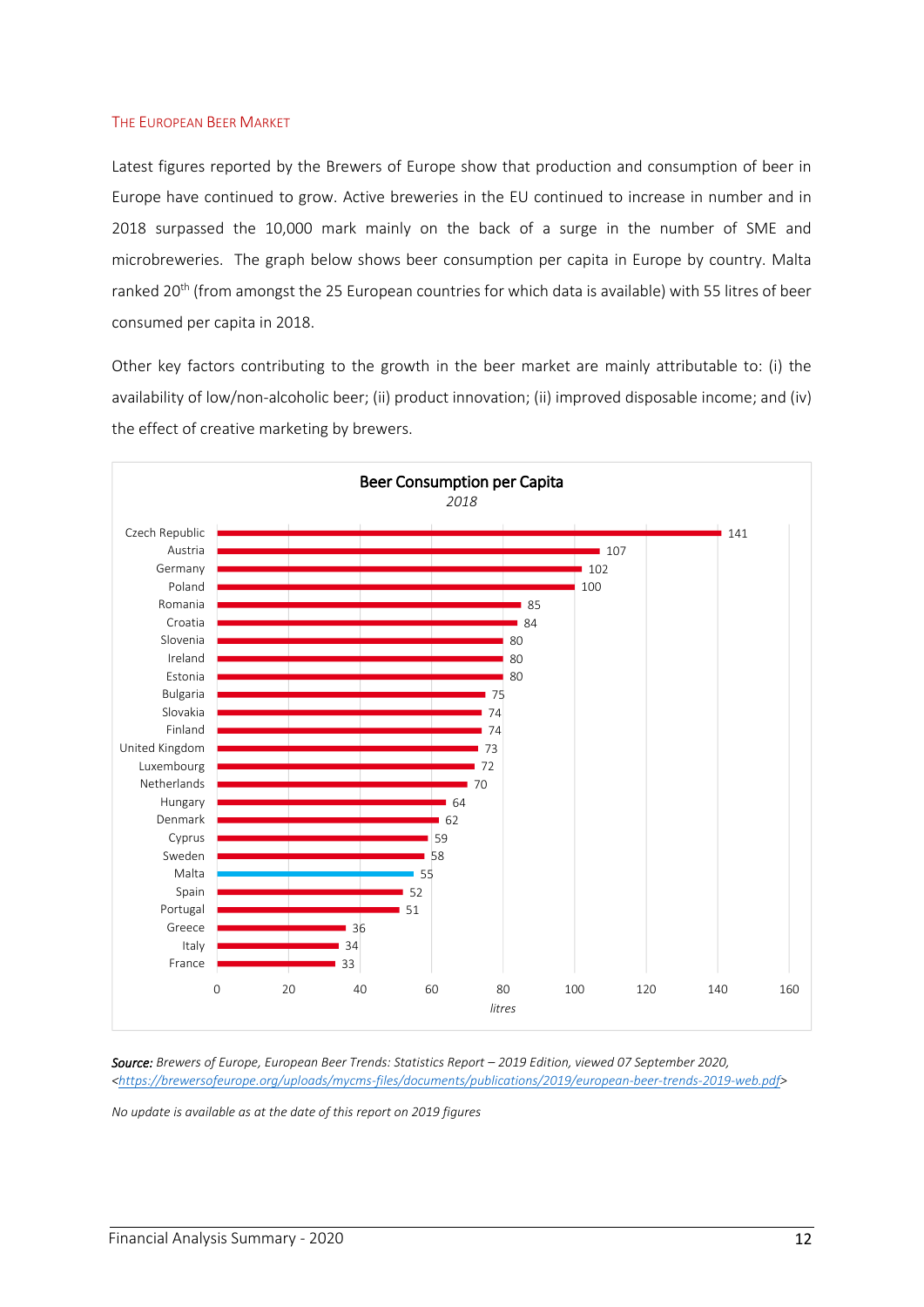## The European Beer Market

Latest figures reported by the Brewers of Europe show that production and consumption of beer in Europe have continued to grow. Active breweries in the EU continued to increase in number and in 2018 surpassed the 10,000 mark mainly on the back of a surge in the number of SME and microbreweries. The graph below shows beer consumption per capita in Europe by country. Malta ranked 20th (from amongst the 25 European countries for which data is available) with 55 litres of beer consumed per capita in 2018.

Other key factors contributing to the growth in the beer market are mainly attributable to: (i) the availability of low/non-alcoholic beer; (ii) product innovation; (ii) improved disposable income; and (iv) the effect of creative marketing by brewers.

**Beer Consumption per Capita**
*2018*

| Country | Litres |
|---|---|
| Czech Republic | 141 |
| Austria | 107 |
| Germany | 102 |
| Poland | 100 |
| Romania | 85 |
| Croatia | 84 |
| Slovenia | 80 |
| Ireland | 80 |
| Estonia | 80 |
| Bulgaria | 75 |
| Slovakia | 74 |
| Finland | 74 |
| United Kingdom | 73 |
| Luxembourg | 72 |
| Netherlands | 70 |
| Hungary | 64 |
| Denmark | 62 |
| Cyprus | 59 |
| Sweden | 58 |
| Malta | 55 |
| Spain | 52 |
| Portugal | 51 |
| Greece | 36 |
| Italy | 34 |
| France | 33 |

***Source:*** *Brewers of Europe, European Beer Trends: Statistics Report – 2019 Edition, viewed 07 September 2020,* <*https://brewersofeurope.org/uploads/mycms-files/documents/publications/2019/european-beer-trends-2019-web.pdf*>

*No update is available as at the date of this report on 2019 figures*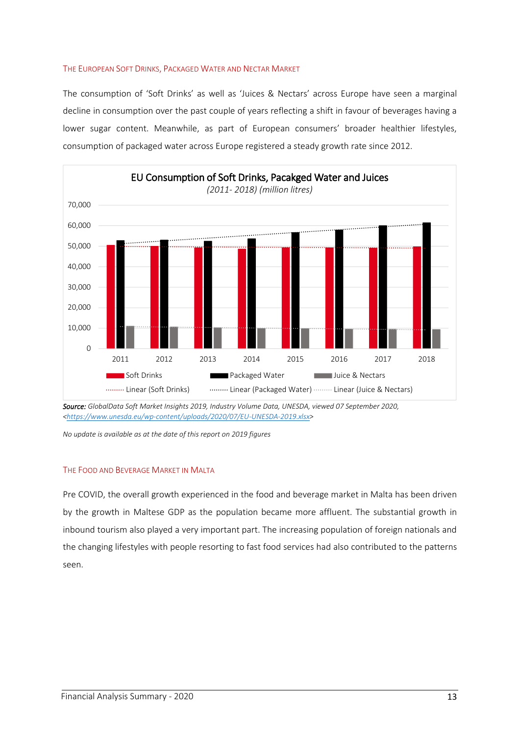### The European Soft Drinks, Packaged Water and Nectar Market

The consumption of 'Soft Drinks' as well as 'Juices & Nectars' across Europe have seen a marginal decline in consumption over the past couple of years reflecting a shift in favour of beverages having a lower sugar content. Meanwhile, as part of European consumers' broader healthier lifestyles, consumption of packaged water across Europe registered a steady growth rate since 2012.

**EU Consumption of Soft Drinks, Pacakged Water and Juices**
*(2011- 2018) (million litres)*

Legend: Soft Drinks; Packaged Water; Juice & Nectars; Linear (Soft Drinks); Linear (Packakged Water); Linear (Juice & Nectars)

***Source:*** *GlobalData Soft Market Insights 2019, Industry Volume Data, UNESDA, viewed 07 September 2020, <https://www.unesda.eu/wp-content/uploads/2020/07/EU-UNESDA-2019.xlsx>*

*No update is available as at the date of this report on 2019 figures*

### The Food and Beverage Market in Malta

Pre COVID, the overall growth experienced in the food and beverage market in Malta has been driven by the growth in Maltese GDP as the population became more affluent. The substantial growth in inbound tourism also played a very important part. The increasing population of foreign nationals and the changing lifestyles with people resorting to fast food services had also contributed to the patterns seen.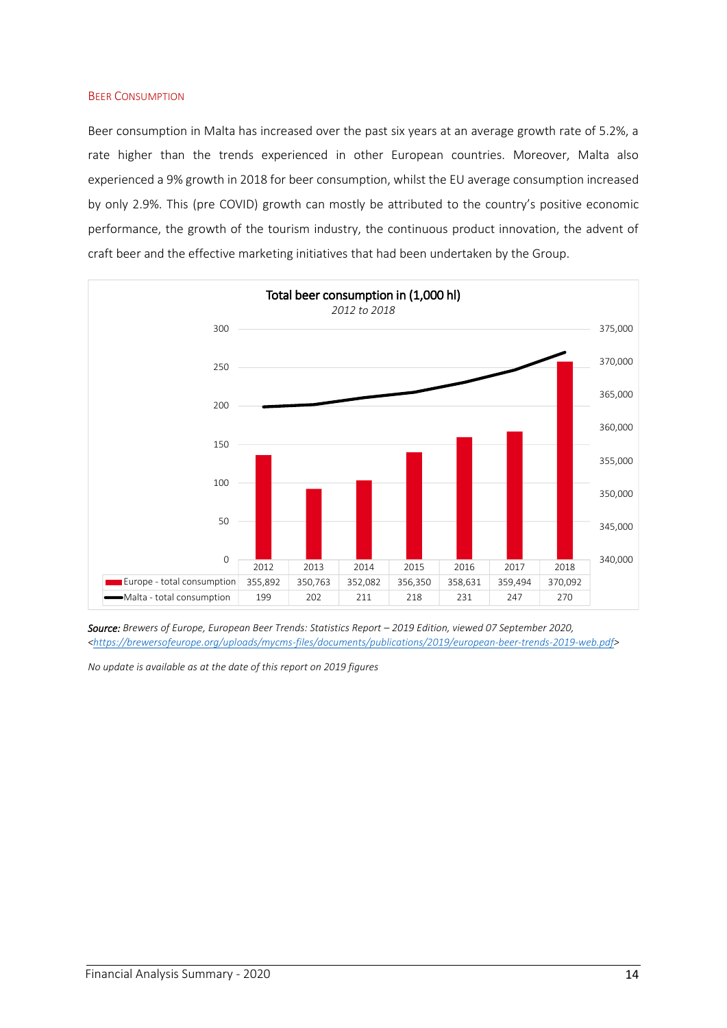### Beer Consumption

Beer consumption in Malta has increased over the past six years at an average growth rate of 5.2%, a rate higher than the trends experienced in other European countries. Moreover, Malta also experienced a 9% growth in 2018 for beer consumption, whilst the EU average consumption increased by only 2.9%. This (pre COVID) growth can mostly be attributed to the country's positive economic performance, the growth of the tourism industry, the continuous product innovation, the advent of craft beer and the effective marketing initiatives that had been undertaken by the Group.

**Total beer consumption in (1,000 hl)**
*2012 to 2018*

| | 2012 | 2013 | 2014 | 2015 | 2016 | 2017 | 2018 |
|---|---|---|---|---|---|---|---|
| Europe - total consumption | 355,892 | 350,763 | 352,082 | 356,350 | 358,631 | 359,494 | 370,092 |
| Malta - total consumption | 199 | 202 | 211 | 218 | 231 | 247 | 270 |

***Source:*** *Brewers of Europe, European Beer Trends: Statistics Report – 2019 Edition, viewed 07 September 2020, <https://brewersofeurope.org/uploads/mycms-files/documents/publications/2019/european-beer-trends-2019-web.pdf>*

*No update is available as at the date of this report on 2019 figures*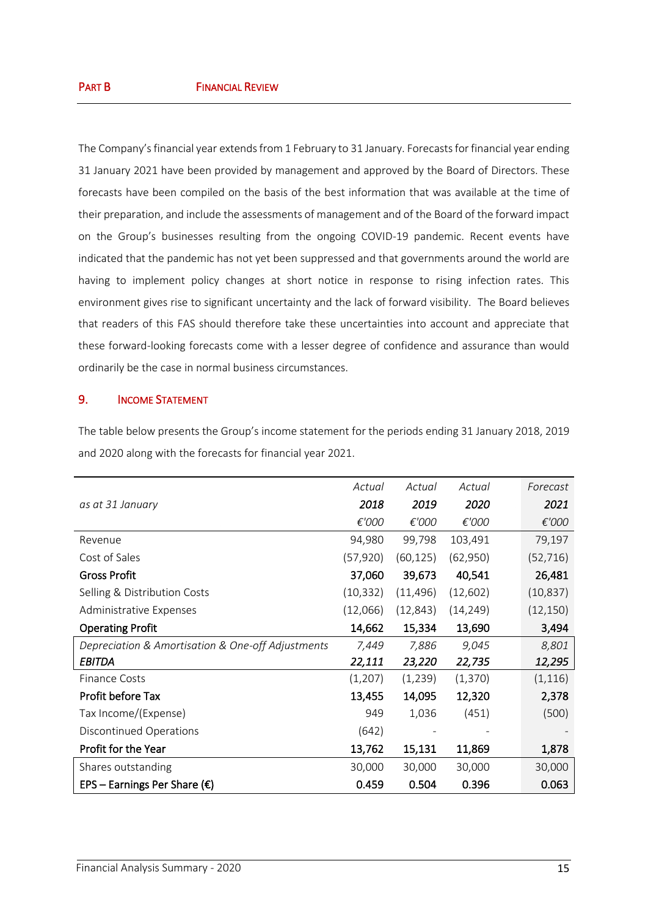## PART B FINANCIAL REVIEW

The Company's financial year extends from 1 February to 31 January. Forecasts for financial year ending 31 January 2021 have been provided by management and approved by the Board of Directors. These forecasts have been compiled on the basis of the best information that was available at the time of their preparation, and include the assessments of management and of the Board of the forward impact on the Group's businesses resulting from the ongoing COVID-19 pandemic. Recent events have indicated that the pandemic has not yet been suppressed and that governments around the world are having to implement policy changes at short notice in response to rising infection rates. This environment gives rise to significant uncertainty and the lack of forward visibility. The Board believes that readers of this FAS should therefore take these uncertainties into account and appreciate that these forward-looking forecasts come with a lesser degree of confidence and assurance than would ordinarily be the case in normal business circumstances.

## 9. INCOME STATEMENT

The table below presents the Group's income statement for the periods ending 31 January 2018, 2019 and 2020 along with the forecasts for financial year 2021.

| | *Actual* | *Actual* | *Actual* | *Forecast* |
|---|---|---|---|---|
| *as at 31 January* | ***2018*** | ***2019*** | ***2020*** | ***2021*** |
| | *€'000* | *€'000* | *€'000* | *€'000* |
| Revenue | 94,980 | 99,798 | 103,491 | 79,197 |
| Cost of Sales | (57,920) | (60,125) | (62,950) | (52,716) |
| **Gross Profit** | **37,060** | **39,673** | **40,541** | **26,481** |
| Selling & Distribution Costs | (10,332) | (11,496) | (12,602) | (10,837) |
| Administrative Expenses | (12,066) | (12,843) | (14,249) | (12,150) |
| **Operating Profit** | **14,662** | **15,334** | **13,690** | **3,494** |
| *Depreciation & Amortisation & One-off Adjustments* | *7,449* | *7,886* | *9,045* | *8,801* |
| ***EBITDA*** | ***22,111*** | ***23,220*** | ***22,735*** | ***12,295*** |
| Finance Costs | (1,207) | (1,239) | (1,370) | (1,116) |
| **Profit before Tax** | **13,455** | **14,095** | **12,320** | **2,378** |
| Tax Income/(Expense) | 949 | 1,036 | (451) | (500) |
| Discontinued Operations | (642) | - | - | - |
| **Profit for the Year** | **13,762** | **15,131** | **11,869** | **1,878** |
| Shares outstanding | 30,000 | 30,000 | 30,000 | 30,000 |
| **EPS – Earnings Per Share (€)** | **0.459** | **0.504** | **0.396** | **0.063** |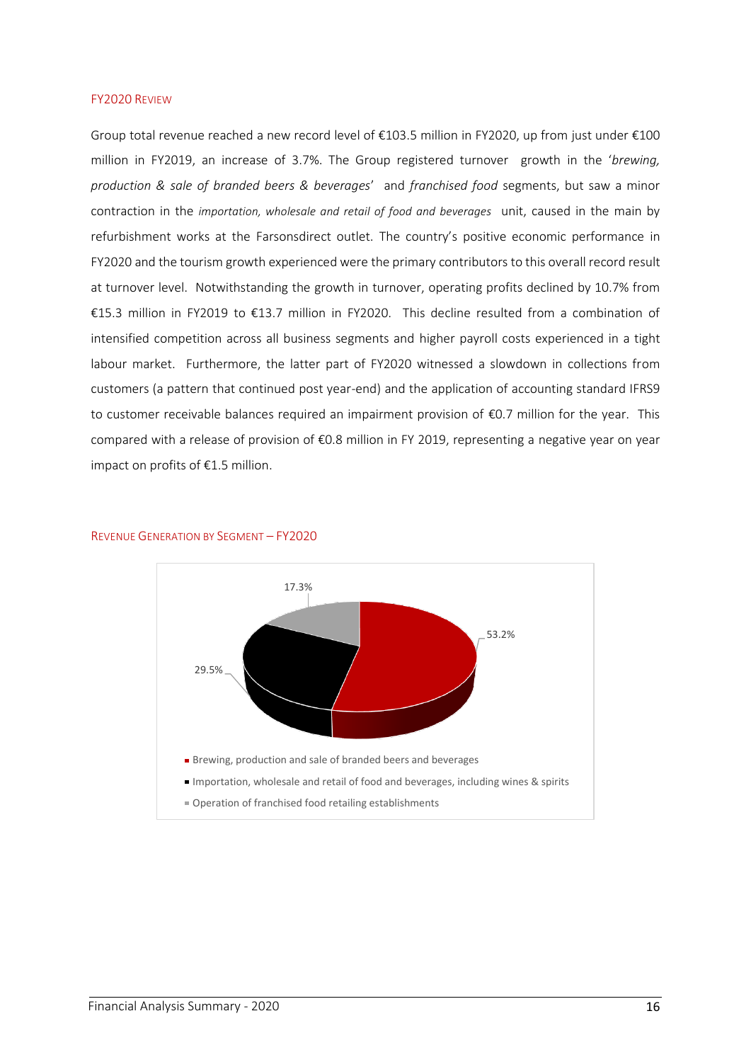## FY2020 Review

Group total revenue reached a new record level of €103.5 million in FY2020, up from just under €100 million in FY2019, an increase of 3.7%. The Group registered turnover growth in the '*brewing, production & sale of branded beers & beverages*' and *franchised food* segments, but saw a minor contraction in the *importation, wholesale and retail of food and beverages* unit, caused in the main by refurbishment works at the Farsonsdirect outlet. The country's positive economic performance in FY2020 and the tourism growth experienced were the primary contributors to this overall record result at turnover level. Notwithstanding the growth in turnover, operating profits declined by 10.7% from €15.3 million in FY2019 to €13.7 million in FY2020. This decline resulted from a combination of intensified competition across all business segments and higher payroll costs experienced in a tight labour market. Furthermore, the latter part of FY2020 witnessed a slowdown in collections from customers (a pattern that continued post year-end) and the application of accounting standard IFRS9 to customer receivable balances required an impairment provision of €0.7 million for the year. This compared with a release of provision of €0.8 million in FY 2019, representing a negative year on year impact on profits of €1.5 million.

## Revenue Generation by Segment – FY2020

| Segment | Share |
|---|---|
| Brewing, production and sale of branded beers and beverages | 53.2% |
| Importation, wholesale and retail of food and beverages, including wines & spirits | 29.5% |
| Operation of franchised food retailing establishments | 17.3% |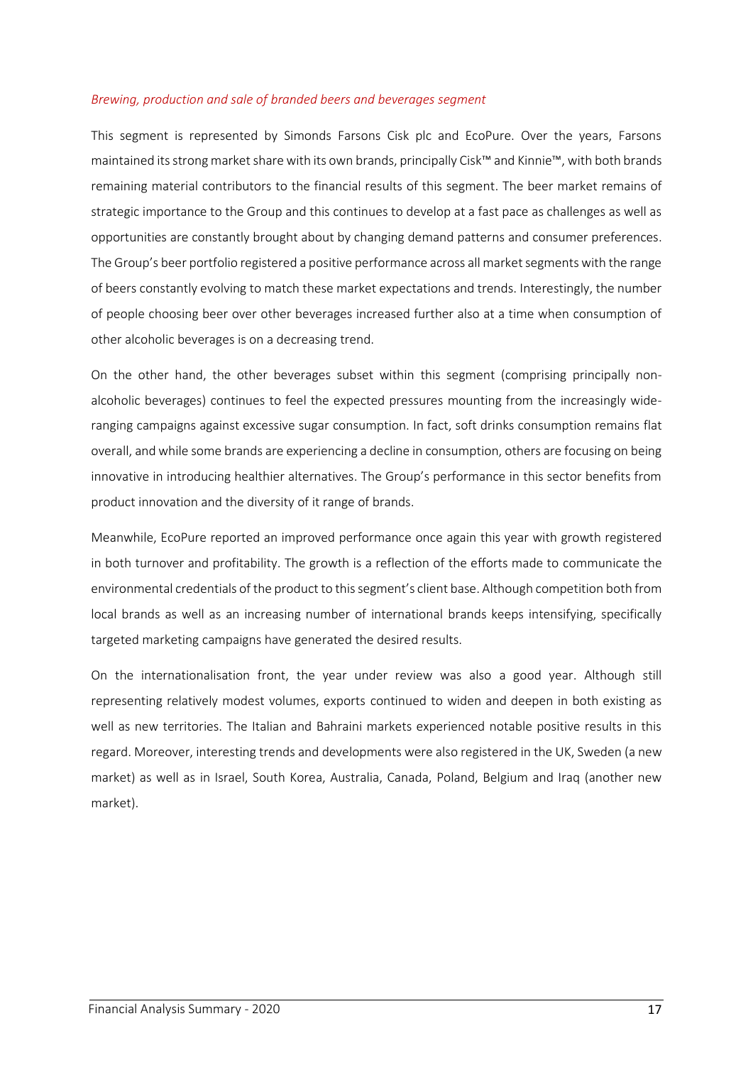*Brewing, production and sale of branded beers and beverages segment*

This segment is represented by Simonds Farsons Cisk plc and EcoPure. Over the years, Farsons maintained its strong market share with its own brands, principally Cisk™ and Kinnie™, with both brands remaining material contributors to the financial results of this segment. The beer market remains of strategic importance to the Group and this continues to develop at a fast pace as challenges as well as opportunities are constantly brought about by changing demand patterns and consumer preferences. The Group's beer portfolio registered a positive performance across all market segments with the range of beers constantly evolving to match these market expectations and trends. Interestingly, the number of people choosing beer over other beverages increased further also at a time when consumption of other alcoholic beverages is on a decreasing trend.

On the other hand, the other beverages subset within this segment (comprising principally non-alcoholic beverages) continues to feel the expected pressures mounting from the increasingly wide-ranging campaigns against excessive sugar consumption. In fact, soft drinks consumption remains flat overall, and while some brands are experiencing a decline in consumption, others are focusing on being innovative in introducing healthier alternatives. The Group's performance in this sector benefits from product innovation and the diversity of it range of brands.

Meanwhile, EcoPure reported an improved performance once again this year with growth registered in both turnover and profitability. The growth is a reflection of the efforts made to communicate the environmental credentials of the product to this segment's client base. Although competition both from local brands as well as an increasing number of international brands keeps intensifying, specifically targeted marketing campaigns have generated the desired results.

On the internationalisation front, the year under review was also a good year. Although still representing relatively modest volumes, exports continued to widen and deepen in both existing as well as new territories. The Italian and Bahraini markets experienced notable positive results in this regard. Moreover, interesting trends and developments were also registered in the UK, Sweden (a new market) as well as in Israel, South Korea, Australia, Canada, Poland, Belgium and Iraq (another new market).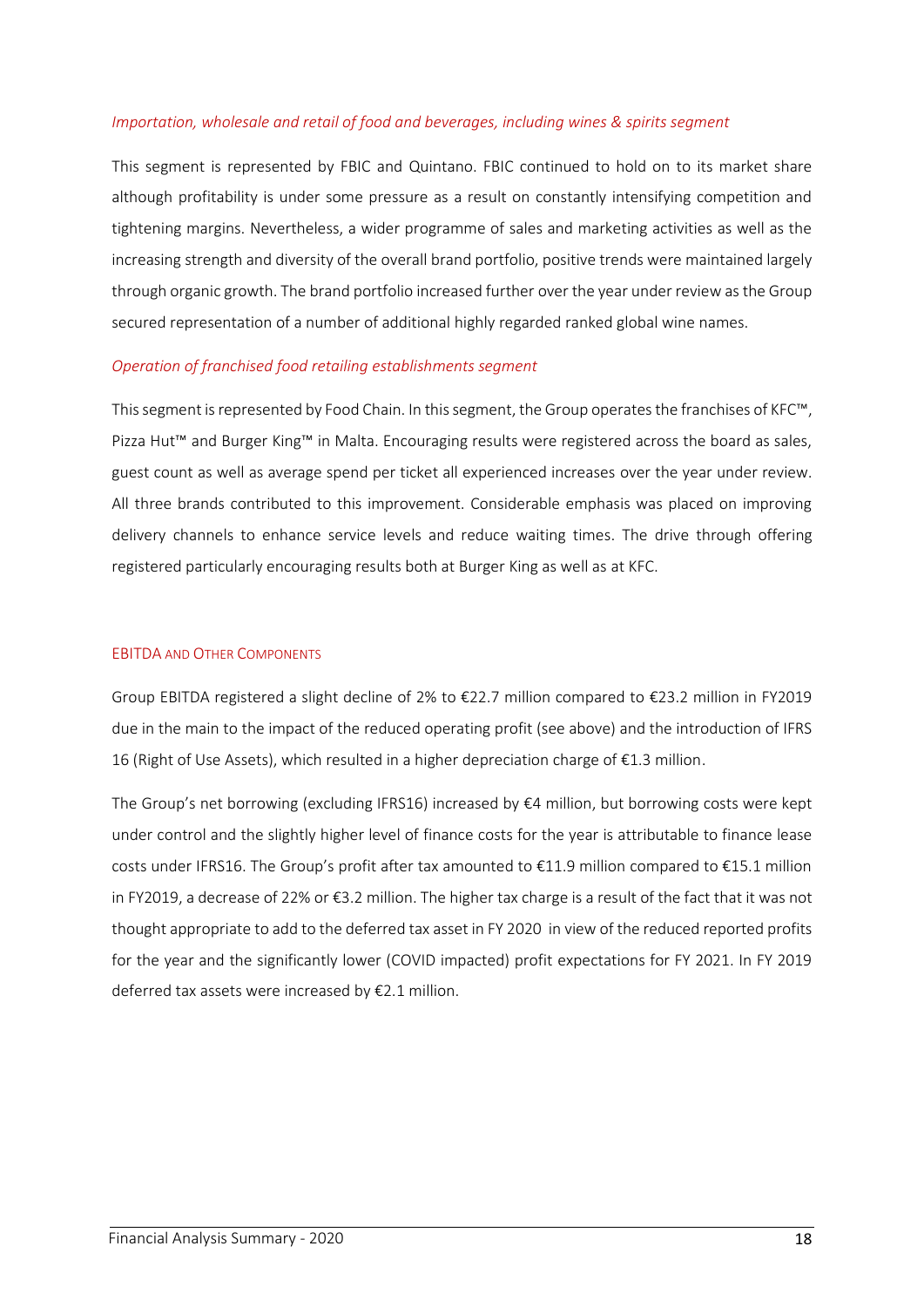*Importation, wholesale and retail of food and beverages, including wines & spirits segment*

This segment is represented by FBIC and Quintano. FBIC continued to hold on to its market share although profitability is under some pressure as a result on constantly intensifying competition and tightening margins. Nevertheless, a wider programme of sales and marketing activities as well as the increasing strength and diversity of the overall brand portfolio, positive trends were maintained largely through organic growth. The brand portfolio increased further over the year under review as the Group secured representation of a number of additional highly regarded ranked global wine names.

*Operation of franchised food retailing establishments segment*

This segment is represented by Food Chain. In this segment, the Group operates the franchises of KFC™, Pizza Hut™ and Burger King™ in Malta. Encouraging results were registered across the board as sales, guest count as well as average spend per ticket all experienced increases over the year under review. All three brands contributed to this improvement. Considerable emphasis was placed on improving delivery channels to enhance service levels and reduce waiting times. The drive through offering registered particularly encouraging results both at Burger King as well as at KFC.

## EBITDA AND OTHER COMPONENTS

Group EBITDA registered a slight decline of 2% to €22.7 million compared to €23.2 million in FY2019 due in the main to the impact of the reduced operating profit (see above) and the introduction of IFRS 16 (Right of Use Assets), which resulted in a higher depreciation charge of €1.3 million.

The Group's net borrowing (excluding IFRS16) increased by €4 million, but borrowing costs were kept under control and the slightly higher level of finance costs for the year is attributable to finance lease costs under IFRS16. The Group's profit after tax amounted to €11.9 million compared to €15.1 million in FY2019, a decrease of 22% or €3.2 million. The higher tax charge is a result of the fact that it was not thought appropriate to add to the deferred tax asset in FY 2020 in view of the reduced reported profits for the year and the significantly lower (COVID impacted) profit expectations for FY 2021. In FY 2019 deferred tax assets were increased by €2.1 million.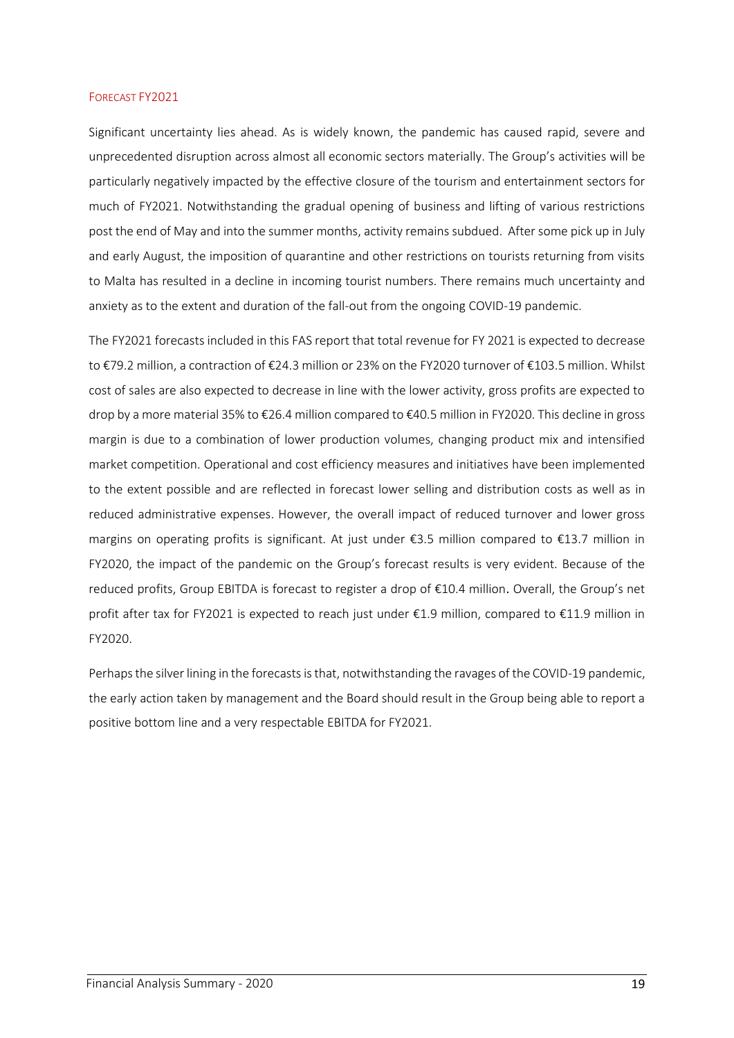## Forecast FY2021

Significant uncertainty lies ahead. As is widely known, the pandemic has caused rapid, severe and unprecedented disruption across almost all economic sectors materially. The Group's activities will be particularly negatively impacted by the effective closure of the tourism and entertainment sectors for much of FY2021. Notwithstanding the gradual opening of business and lifting of various restrictions post the end of May and into the summer months, activity remains subdued. After some pick up in July and early August, the imposition of quarantine and other restrictions on tourists returning from visits to Malta has resulted in a decline in incoming tourist numbers. There remains much uncertainty and anxiety as to the extent and duration of the fall-out from the ongoing COVID-19 pandemic.

The FY2021 forecasts included in this FAS report that total revenue for FY 2021 is expected to decrease to €79.2 million, a contraction of €24.3 million or 23% on the FY2020 turnover of €103.5 million. Whilst cost of sales are also expected to decrease in line with the lower activity, gross profits are expected to drop by a more material 35% to €26.4 million compared to €40.5 million in FY2020. This decline in gross margin is due to a combination of lower production volumes, changing product mix and intensified market competition. Operational and cost efficiency measures and initiatives have been implemented to the extent possible and are reflected in forecast lower selling and distribution costs as well as in reduced administrative expenses. However, the overall impact of reduced turnover and lower gross margins on operating profits is significant. At just under €3.5 million compared to €13.7 million in FY2020, the impact of the pandemic on the Group's forecast results is very evident. Because of the reduced profits, Group EBITDA is forecast to register a drop of €10.4 million. Overall, the Group's net profit after tax for FY2021 is expected to reach just under €1.9 million, compared to €11.9 million in FY2020.

Perhaps the silver lining in the forecasts is that, notwithstanding the ravages of the COVID-19 pandemic, the early action taken by management and the Board should result in the Group being able to report a positive bottom line and a very respectable EBITDA for FY2021.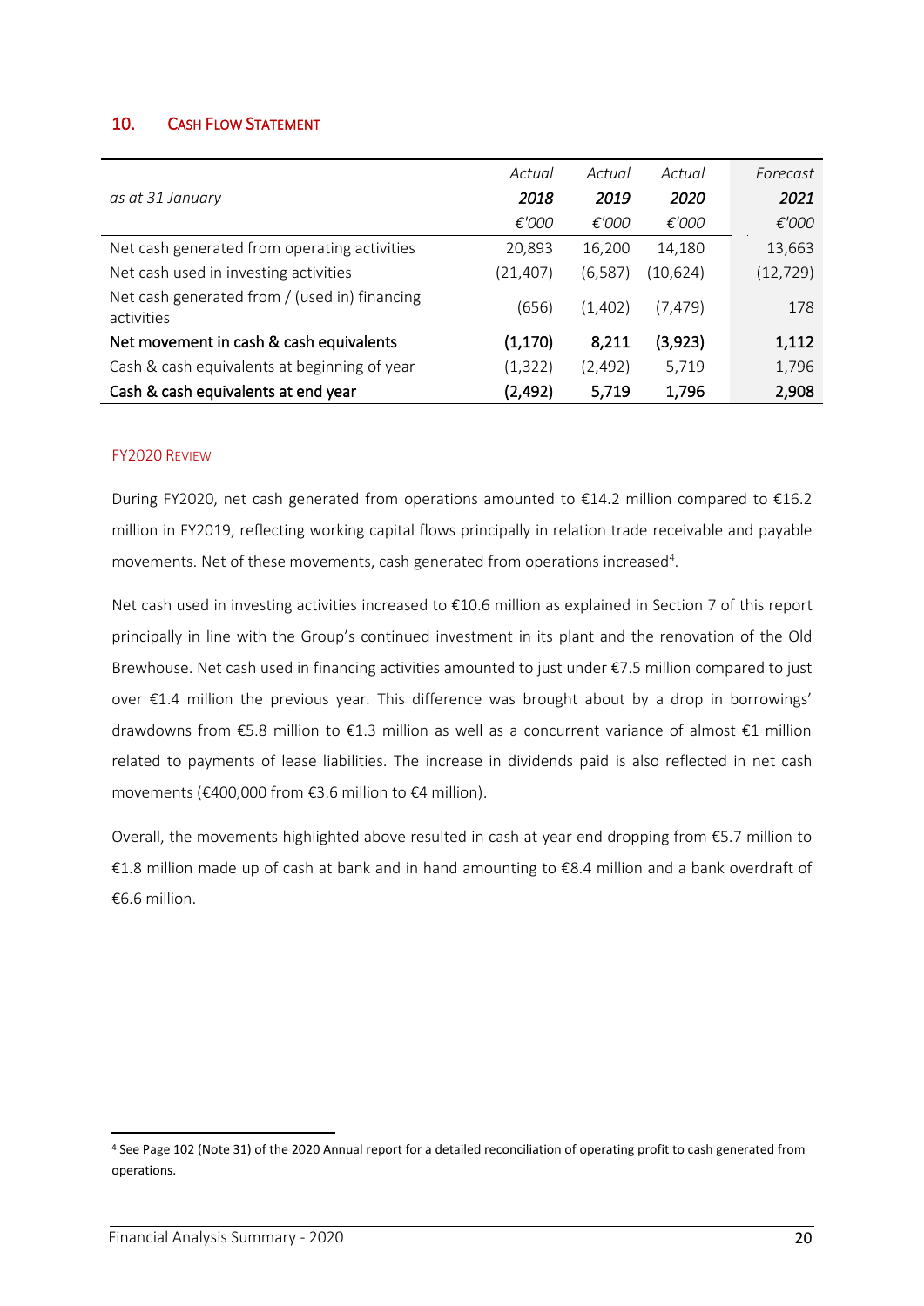## 10. Cash Flow Statement

| *as at 31 January* | *Actual* **2018** *€'000* | *Actual* **2019** *€'000* | *Actual* **2020** *€'000* | *Forecast* **2021** *€'000* |
|---|---|---|---|---|
| Net cash generated from operating activities | 20,893 | 16,200 | 14,180 | 13,663 |
| Net cash used in investing activities | (21,407) | (6,587) | (10,624) | (12,729) |
| Net cash generated from / (used in) financing activities | (656) | (1,402) | (7,479) | 178 |
| **Net movement in cash & cash equivalents** | **(1,170)** | **8,211** | **(3,923)** | **1,112** |
| Cash & cash equivalents at beginning of year | (1,322) | (2,492) | 5,719 | 1,796 |
| **Cash & cash equivalents at end year** | **(2,492)** | **5,719** | **1,796** | **2,908** |

### FY2020 Review

During FY2020, net cash generated from operations amounted to €14.2 million compared to €16.2 million in FY2019, reflecting working capital flows principally in relation trade receivable and payable movements. Net of these movements, cash generated from operations increased[4].

Net cash used in investing activities increased to €10.6 million as explained in Section 7 of this report principally in line with the Group's continued investment in its plant and the renovation of the Old Brewhouse. Net cash used in financing activities amounted to just under €7.5 million compared to just over €1.4 million the previous year. This difference was brought about by a drop in borrowings' drawdowns from €5.8 million to €1.3 million as well as a concurrent variance of almost €1 million related to payments of lease liabilities. The increase in dividends paid is also reflected in net cash movements (€400,000 from €3.6 million to €4 million).

Overall, the movements highlighted above resulted in cash at year end dropping from €5.7 million to €1.8 million made up of cash at bank and in hand amounting to €8.4 million and a bank overdraft of €6.6 million.

[4] See Page 102 (Note 31) of the 2020 Annual report for a detailed reconciliation of operating profit to cash generated from operations.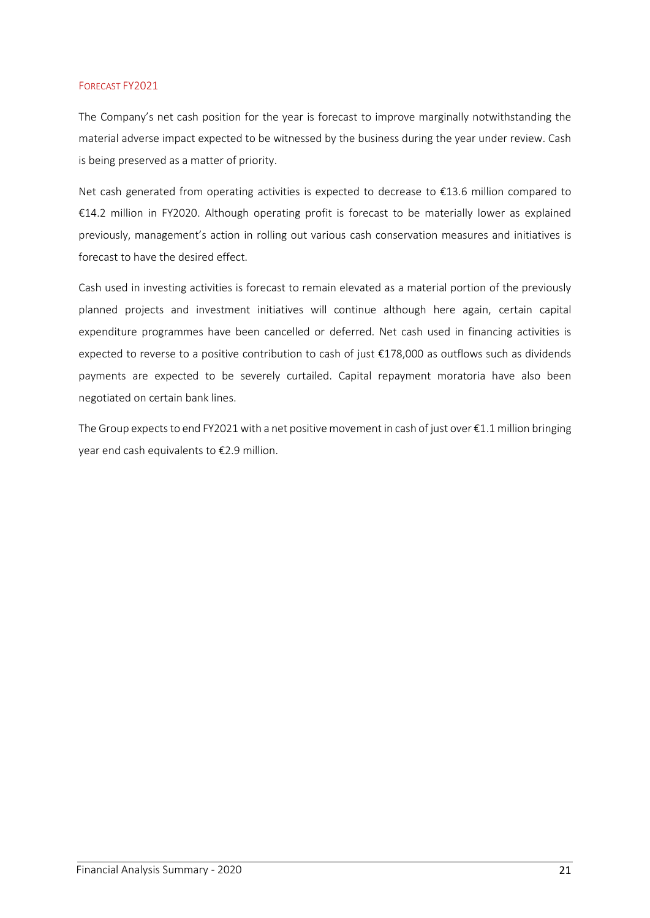### Forecast FY2021

The Company's net cash position for the year is forecast to improve marginally notwithstanding the material adverse impact expected to be witnessed by the business during the year under review. Cash is being preserved as a matter of priority.

Net cash generated from operating activities is expected to decrease to €13.6 million compared to €14.2 million in FY2020. Although operating profit is forecast to be materially lower as explained previously, management's action in rolling out various cash conservation measures and initiatives is forecast to have the desired effect.

Cash used in investing activities is forecast to remain elevated as a material portion of the previously planned projects and investment initiatives will continue although here again, certain capital expenditure programmes have been cancelled or deferred. Net cash used in financing activities is expected to reverse to a positive contribution to cash of just €178,000 as outflows such as dividends payments are expected to be severely curtailed. Capital repayment moratoria have also been negotiated on certain bank lines.

The Group expects to end FY2021 with a net positive movement in cash of just over €1.1 million bringing year end cash equivalents to €2.9 million.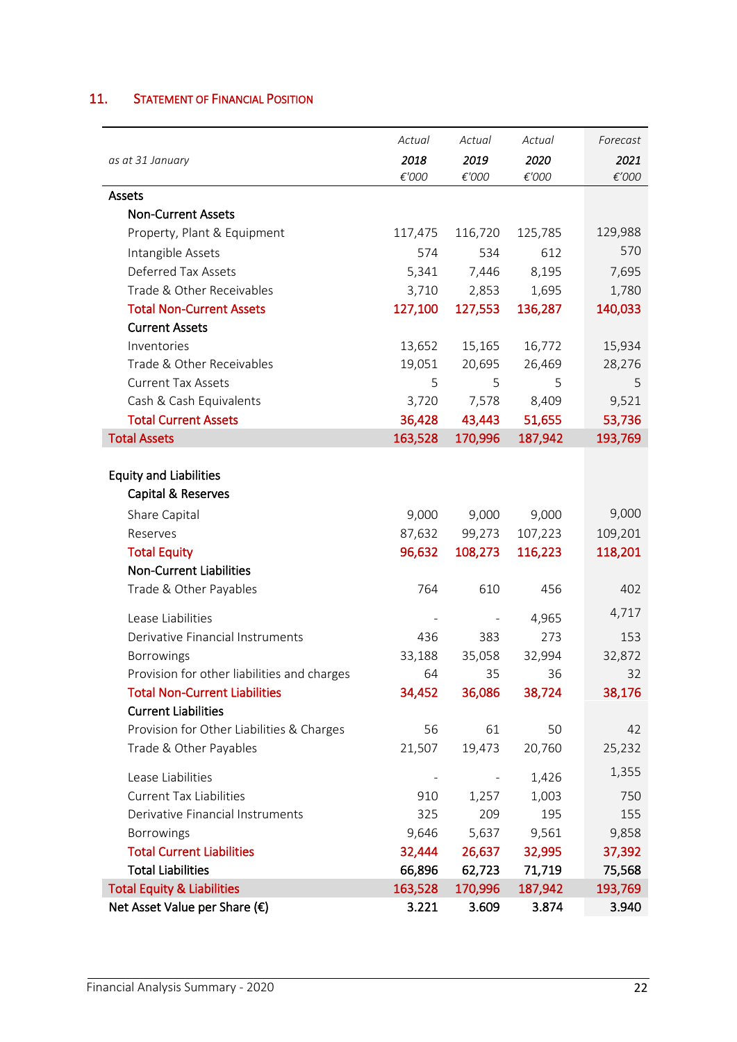## 11. Statement of Financial Position

| *as at 31 January* | *Actual* **2018** *€'000* | *Actual* **2019** *€'000* | *Actual* **2020** *€'000* | *Forecast* **2021** *€'000* |
|---|---|---|---|---|
| **Assets** | | | | |
| **Non-Current Assets** | | | | |
| Property, Plant & Equipment | 117,475 | 116,720 | 125,785 | 129,988 |
| Intangible Assets | 574 | 534 | 612 | 570 |
| Deferred Tax Assets | 5,341 | 7,446 | 8,195 | 7,695 |
| Trade & Other Receivables | 3,710 | 2,853 | 1,695 | 1,780 |
| **Total Non-Current Assets** | **127,100** | **127,553** | **136,287** | **140,033** |
| **Current Assets** | | | | |
| Inventories | 13,652 | 15,165 | 16,772 | 15,934 |
| Trade & Other Receivables | 19,051 | 20,695 | 26,469 | 28,276 |
| Current Tax Assets | 5 | 5 | 5 | 5 |
| Cash & Cash Equivalents | 3,720 | 7,578 | 8,409 | 9,521 |
| **Total Current Assets** | **36,428** | **43,443** | **51,655** | **53,736** |
| **Total Assets** | **163,528** | **170,996** | **187,942** | **193,769** |
| | | | | |
| **Equity and Liabilities** | | | | |
| **Capital & Reserves** | | | | |
| Share Capital | 9,000 | 9,000 | 9,000 | 9,000 |
| Reserves | 87,632 | 99,273 | 107,223 | 109,201 |
| **Total Equity** | **96,632** | **108,273** | **116,223** | **118,201** |
| **Non-Current Liabilities** | | | | |
| Trade & Other Payables | 764 | 610 | 456 | 402 |
| Lease Liabilities | - | - | 4,965 | 4,717 |
| Derivative Financial Instruments | 436 | 383 | 273 | 153 |
| Borrowings | 33,188 | 35,058 | 32,994 | 32,872 |
| Provision for other liabilities and charges | 64 | 35 | 36 | 32 |
| **Total Non-Current Liabilities** | **34,452** | **36,086** | **38,724** | **38,176** |
| **Current Liabilities** | | | | |
| Provision for Other Liabilities & Charges | 56 | 61 | 50 | 42 |
| Trade & Other Payables | 21,507 | 19,473 | 20,760 | 25,232 |
| Lease Liabilities | - | - | 1,426 | 1,355 |
| Current Tax Liabilities | 910 | 1,257 | 1,003 | 750 |
| Derivative Financial Instruments | 325 | 209 | 195 | 155 |
| Borrowings | 9,646 | 5,637 | 9,561 | 9,858 |
| **Total Current Liabilities** | **32,444** | **26,637** | **32,995** | **37,392** |
| **Total Liabilities** | **66,896** | **62,723** | **71,719** | **75,568** |
| **Total Equity & Liabilities** | **163,528** | **170,996** | **187,942** | **193,769** |
| **Net Asset Value per Share (€)** | **3.221** | **3.609** | **3.874** | **3.940** |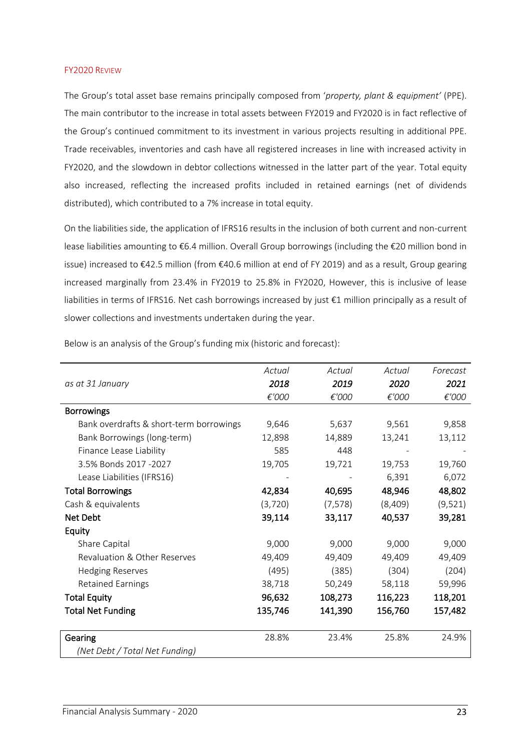## FY2020 Review

The Group's total asset base remains principally composed from '*property, plant & equipment'* (PPE). The main contributor to the increase in total assets between FY2019 and FY2020 is in fact reflective of the Group's continued commitment to its investment in various projects resulting in additional PPE. Trade receivables, inventories and cash have all registered increases in line with increased activity in FY2020, and the slowdown in debtor collections witnessed in the latter part of the year. Total equity also increased, reflecting the increased profits included in retained earnings (net of dividends distributed), which contributed to a 7% increase in total equity.

On the liabilities side, the application of IFRS16 results in the inclusion of both current and non-current lease liabilities amounting to €6.4 million. Overall Group borrowings (including the €20 million bond in issue) increased to €42.5 million (from €40.6 million at end of FY 2019) and as a result, Group gearing increased marginally from 23.4% in FY2019 to 25.8% in FY2020, However, this is inclusive of lease liabilities in terms of IFRS16. Net cash borrowings increased by just €1 million principally as a result of slower collections and investments undertaken during the year.

Below is an analysis of the Group's funding mix (historic and forecast):

| *as at 31 January* | *Actual* **2018** *€'000* | *Actual* **2019** *€'000* | *Actual* **2020** *€'000* | *Forecast* **2021** *€'000* |
|---|---|---|---|---|
| **Borrowings** | | | | |
| Bank overdrafts & short-term borrowings | 9,646 | 5,637 | 9,561 | 9,858 |
| Bank Borrowings (long-term) | 12,898 | 14,889 | 13,241 | 13,112 |
| Finance Lease Liability | 585 | 448 | - | - |
| 3.5% Bonds 2017 -2027 | 19,705 | 19,721 | 19,753 | 19,760 |
| Lease Liabilities (IFRS16) | - | - | 6,391 | 6,072 |
| **Total Borrowings** | **42,834** | **40,695** | **48,946** | **48,802** |
| Cash & equivalents | (3,720) | (7,578) | (8,409) | (9,521) |
| **Net Debt** | **39,114** | **33,117** | **40,537** | **39,281** |
| **Equity** | | | | |
| Share Capital | 9,000 | 9,000 | 9,000 | 9,000 |
| Revaluation & Other Reserves | 49,409 | 49,409 | 49,409 | 49,409 |
| Hedging Reserves | (495) | (385) | (304) | (204) |
| Retained Earnings | 38,718 | 50,249 | 58,118 | 59,996 |
| **Total Equity** | **96,632** | **108,273** | **116,223** | **118,201** |
| **Total Net Funding** | **135,746** | **141,390** | **156,760** | **157,482** |
| | | | | |
| **Gearing** *(Net Debt / Total Net Funding)* | 28.8% | 23.4% | 25.8% | 24.9% |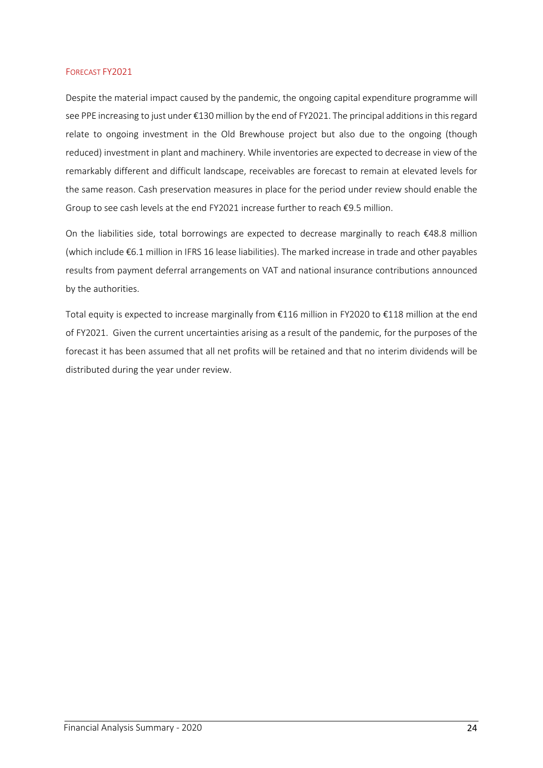## Forecast FY2021

Despite the material impact caused by the pandemic, the ongoing capital expenditure programme will see PPE increasing to just under €130 million by the end of FY2021. The principal additions in this regard relate to ongoing investment in the Old Brewhouse project but also due to the ongoing (though reduced) investment in plant and machinery. While inventories are expected to decrease in view of the remarkably different and difficult landscape, receivables are forecast to remain at elevated levels for the same reason. Cash preservation measures in place for the period under review should enable the Group to see cash levels at the end FY2021 increase further to reach €9.5 million.

On the liabilities side, total borrowings are expected to decrease marginally to reach €48.8 million (which include €6.1 million in IFRS 16 lease liabilities). The marked increase in trade and other payables results from payment deferral arrangements on VAT and national insurance contributions announced by the authorities.

Total equity is expected to increase marginally from €116 million in FY2020 to €118 million at the end of FY2021. Given the current uncertainties arising as a result of the pandemic, for the purposes of the forecast it has been assumed that all net profits will be retained and that no interim dividends will be distributed during the year under review.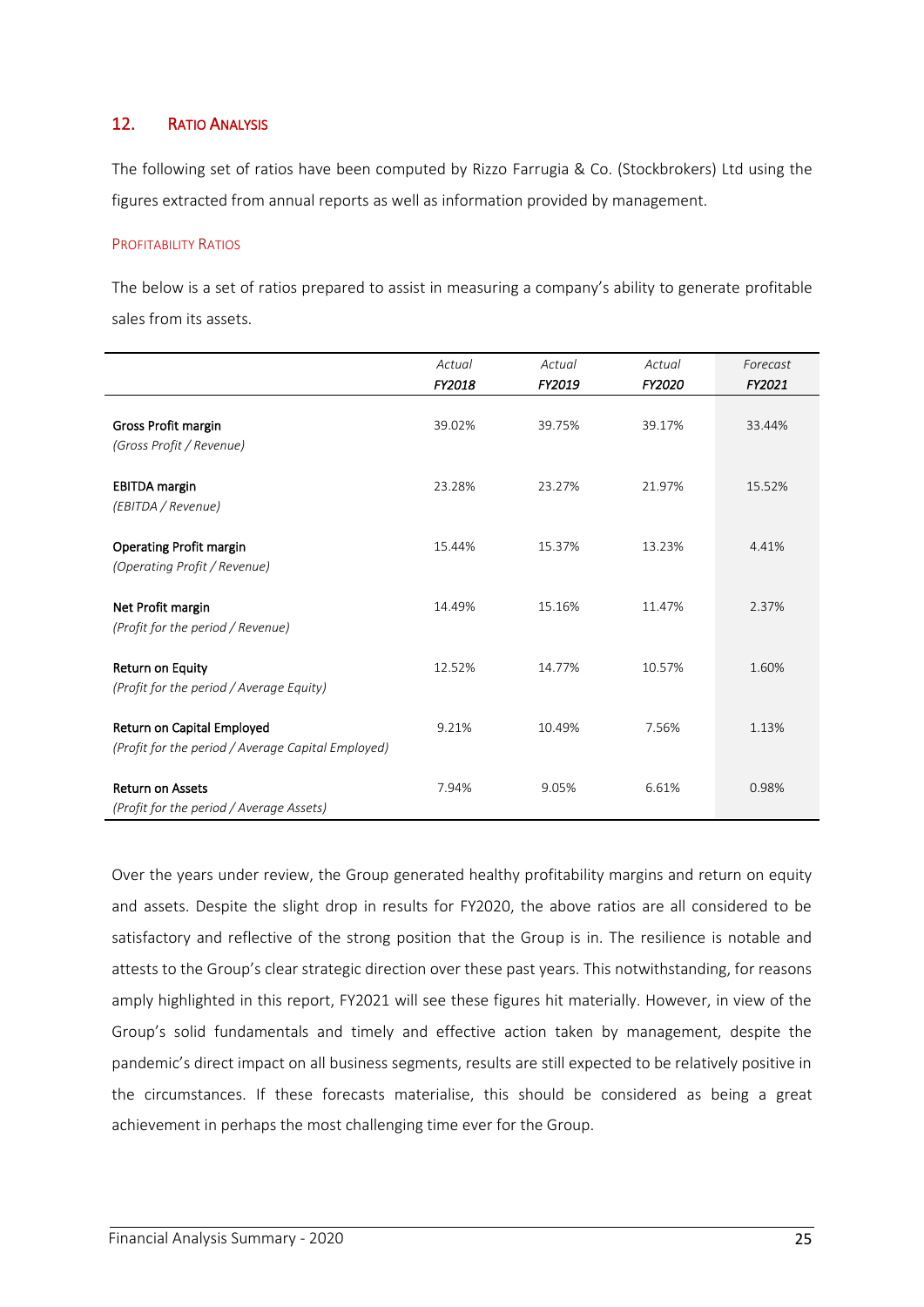## 12. Ratio Analysis

The following set of ratios have been computed by Rizzo Farrugia & Co. (Stockbrokers) Ltd using the figures extracted from annual reports as well as information provided by management.

### Profitability Ratios

The below is a set of ratios prepared to assist in measuring a company's ability to generate profitable sales from its assets.

| | *Actual* *FY2018* | *Actual* *FY2019* | *Actual* *FY2020* | *Forecast* *FY2021* |
|---|---|---|---|---|
| **Gross Profit margin** *(Gross Profit / Revenue)* | 39.02% | 39.75% | 39.17% | 33.44% |
| **EBITDA margin** *(EBITDA / Revenue)* | 23.28% | 23.27% | 21.97% | 15.52% |
| **Operating Profit margin** *(Operating Profit / Revenue)* | 15.44% | 15.37% | 13.23% | 4.41% |
| **Net Profit margin** *(Profit for the period / Revenue)* | 14.49% | 15.16% | 11.47% | 2.37% |
| **Return on Equity** *(Profit for the period / Average Equity)* | 12.52% | 14.77% | 10.57% | 1.60% |
| **Return on Capital Employed** *(Profit for the period / Average Capital Employed)* | 9.21% | 10.49% | 7.56% | 1.13% |
| **Return on Assets** *(Profit for the period / Average Assets)* | 7.94% | 9.05% | 6.61% | 0.98% |

Over the years under review, the Group generated healthy profitability margins and return on equity and assets. Despite the slight drop in results for FY2020, the above ratios are all considered to be satisfactory and reflective of the strong position that the Group is in. The resilience is notable and attests to the Group's clear strategic direction over these past years. This notwithstanding, for reasons amply highlighted in this report, FY2021 will see these figures hit materially. However, in view of the Group's solid fundamentals and timely and effective action taken by management, despite the pandemic's direct impact on all business segments, results are still expected to be relatively positive in the circumstances. If these forecasts materialise, this should be considered as being a great achievement in perhaps the most challenging time ever for the Group.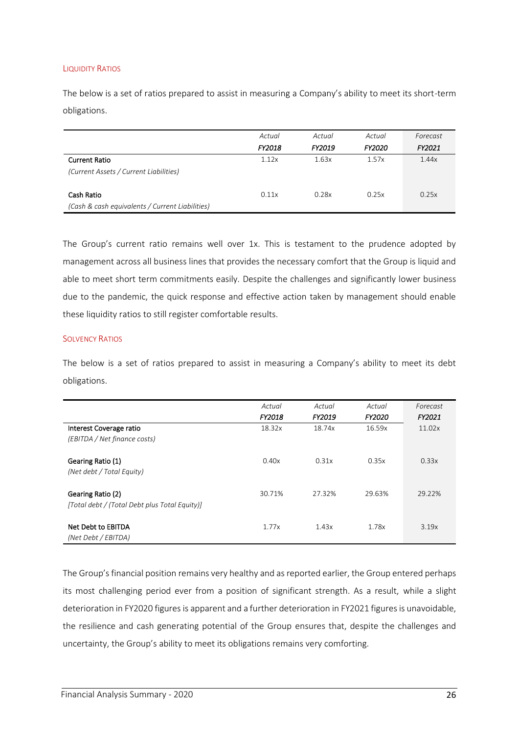## Liquidity Ratios

The below is a set of ratios prepared to assist in measuring a Company's ability to meet its short-term obligations.

| | *Actual* | *Actual* | *Actual* | *Forecast* |
|---|---|---|---|---|
| | ***FY2018*** | ***FY2019*** | ***FY2020*** | ***FY2021*** |
| **Current Ratio** <br> *(Current Assets / Current Liabilities)* | 1.12x | 1.63x | 1.57x | 1.44x |
| **Cash Ratio** <br> *(Cash & cash equivalents / Current Liabilities)* | 0.11x | 0.28x | 0.25x | 0.25x |

The Group's current ratio remains well over 1x. This is testament to the prudence adopted by management across all business lines that provides the necessary comfort that the Group is liquid and able to meet short term commitments easily. Despite the challenges and significantly lower business due to the pandemic, the quick response and effective action taken by management should enable these liquidity ratios to still register comfortable results.

## Solvency Ratios

The below is a set of ratios prepared to assist in measuring a Company's ability to meet its debt obligations.

| | *Actual* | *Actual* | *Actual* | *Forecast* |
|---|---|---|---|---|
| | ***FY2018*** | ***FY2019*** | ***FY2020*** | ***FY2021*** |
| **Interest Coverage ratio** <br> *(EBITDA / Net finance costs)* | 18.32x | 18.74x | 16.59x | 11.02x |
| **Gearing Ratio (1)** <br> *(Net debt / Total Equity)* | 0.40x | 0.31x | 0.35x | 0.33x |
| **Gearing Ratio (2)** <br> *[Total debt / (Total Debt plus Total Equity)]* | 30.71% | 27.32% | 29.63% | 29.22% |
| **Net Debt to EBITDA** <br> *(Net Debt / EBITDA)* | 1.77x | 1.43x | 1.78x | 3.19x |

The Group's financial position remains very healthy and as reported earlier, the Group entered perhaps its most challenging period ever from a position of significant strength. As a result, while a slight deterioration in FY2020 figures is apparent and a further deterioration in FY2021 figures is unavoidable, the resilience and cash generating potential of the Group ensures that, despite the challenges and uncertainty, the Group's ability to meet its obligations remains very comforting.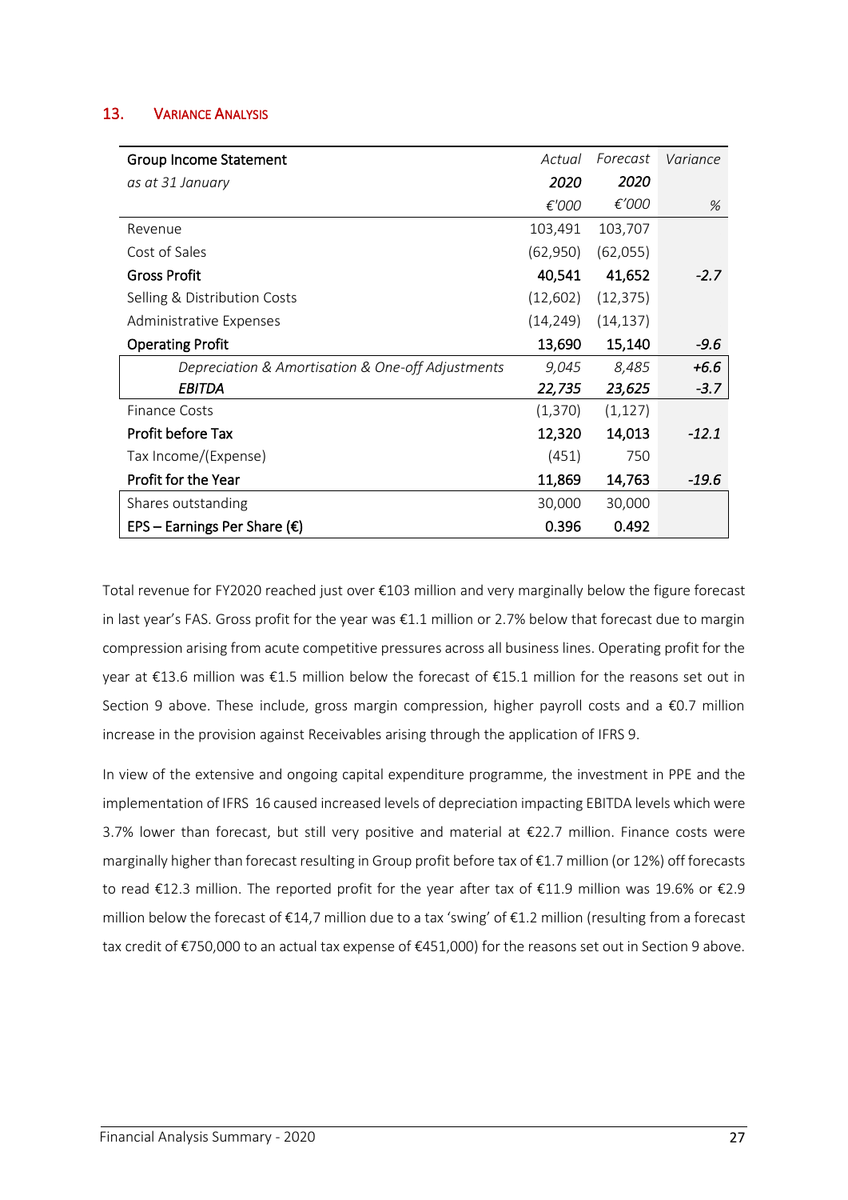## 13. VARIANCE ANALYSIS

| Group Income Statement<br>*as at 31 January* | *Actual*<br>***2020***<br>*€'000* | *Forecast*<br>***2020***<br>*€'000* | *Variance*<br><br>*%* |
|---|---|---|---|
| Revenue | 103,491 | 103,707 | |
| Cost of Sales | (62,950) | (62,055) | |
| **Gross Profit** | **40,541** | **41,652** | *-2.7* |
| Selling & Distribution Costs | (12,602) | (12,375) | |
| Administrative Expenses | (14,249) | (14,137) | |
| **Operating Profit** | **13,690** | **15,140** | *-9.6* |
| *Depreciation & Amortisation & One-off Adjustments* | *9,045* | *8,485* | *+6.6* |
| ***EBITDA*** | ***22,735*** | ***23,625*** | *-3.7* |
| Finance Costs | (1,370) | (1,127) | |
| **Profit before Tax** | **12,320** | **14,013** | *-12.1* |
| Tax Income/(Expense) | (451) | 750 | |
| **Profit for the Year** | **11,869** | **14,763** | *-19.6* |
| Shares outstanding | 30,000 | 30,000 | |
| **EPS – Earnings Per Share (€)** | **0.396** | **0.492** | |

Total revenue for FY2020 reached just over €103 million and very marginally below the figure forecast in last year's FAS. Gross profit for the year was €1.1 million or 2.7% below that forecast due to margin compression arising from acute competitive pressures across all business lines. Operating profit for the year at €13.6 million was €1.5 million below the forecast of €15.1 million for the reasons set out in Section 9 above. These include, gross margin compression, higher payroll costs and a €0.7 million increase in the provision against Receivables arising through the application of IFRS 9.

In view of the extensive and ongoing capital expenditure programme, the investment in PPE and the implementation of IFRS 16 caused increased levels of depreciation impacting EBITDA levels which were 3.7% lower than forecast, but still very positive and material at €22.7 million. Finance costs were marginally higher than forecast resulting in Group profit before tax of €1.7 million (or 12%) off forecasts to read €12.3 million. The reported profit for the year after tax of €11.9 million was 19.6% or €2.9 million below the forecast of €14,7 million due to a tax 'swing' of €1.2 million (resulting from a forecast tax credit of €750,000 to an actual tax expense of €451,000) for the reasons set out in Section 9 above.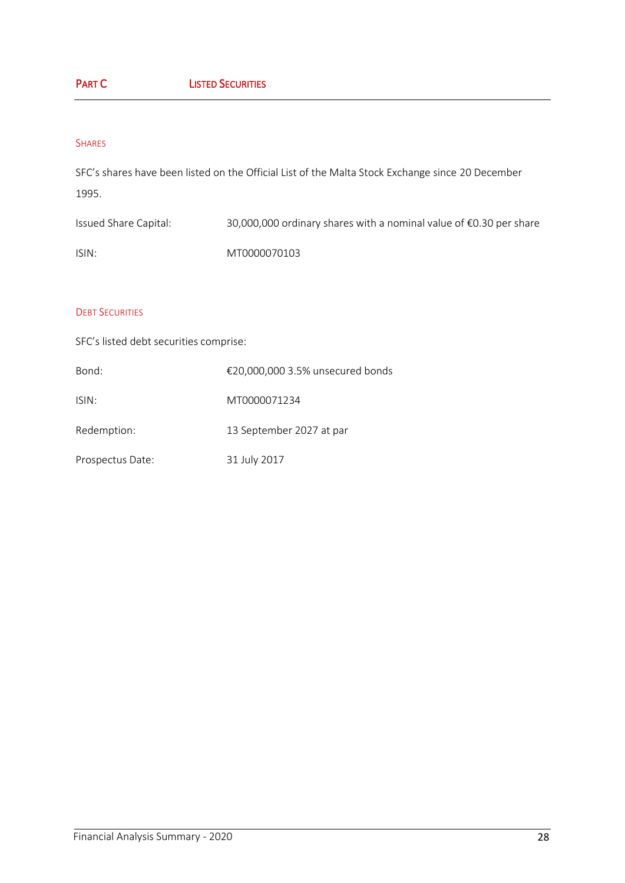# PART C LISTED SECURITIES

## SHARES

SFC's shares have been listed on the Official List of the Malta Stock Exchange since 20 December 1995.

| | |
|---|---|
| Issued Share Capital: | 30,000,000 ordinary shares with a nominal value of €0.30 per share |
| ISIN: | MT0000070103 |

## DEBT SECURITIES

SFC's listed debt securities comprise:

| | |
|---|---|
| Bond: | €20,000,000 3.5% unsecured bonds |
| ISIN: | MT0000071234 |
| Redemption: | 13 September 2027 at par |
| Prospectus Date: | 31 July 2017 |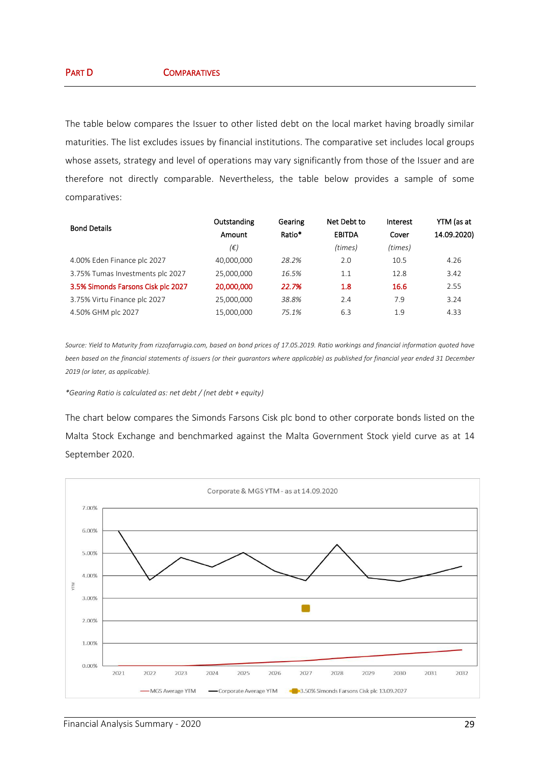## PART D COMPARATIVES

The table below compares the Issuer to other listed debt on the local market having broadly similar maturities. The list excludes issues by financial institutions. The comparative set includes local groups whose assets, strategy and level of operations may vary significantly from those of the Issuer and are therefore not directly comparable. Nevertheless, the table below provides a sample of some comparatives:

| Bond Details | Outstanding Amount *(€)* | Gearing Ratio* | Net Debt to EBITDA *(times)* | Interest Cover *(times)* | YTM (as at 14.09.2020) |
|---|---|---|---|---|---|
| 4.00% Eden Finance plc 2027 | 40,000,000 | *28.2%* | 2.0 | 10.5 | 4.26 |
| 3.75% Tumas Investments plc 2027 | 25,000,000 | *16.5%* | 1.1 | 12.8 | 3.42 |
| **3.5% Simonds Farsons Cisk plc 2027** | **20,000,000** | ***22.7%*** | **1.8** | **16.6** | **2.55** |
| 3.75% Virtu Finance plc 2027 | 25,000,000 | *38.8%* | 2.4 | 7.9 | 3.24 |
| 4.50% GHM plc 2027 | 15,000,000 | *75.1%* | 6.3 | 1.9 | 4.33 |

*Source: Yield to Maturity from rizzofarrugia.com, based on bond prices of 17.05.2019. Ratio workings and financial information quoted have been based on the financial statements of issuers (or their guarantors where applicable) as published for financial year ended 31 December 2019 (or later, as applicable).*

*\*Gearing Ratio is calculated as: net debt / (net debt + equity)*

The chart below compares the Simonds Farsons Cisk plc bond to other corporate bonds listed on the Malta Stock Exchange and benchmarked against the Malta Government Stock yield curve as at 14 September 2020.

Corporate & MGS YTM - as at 14.09.2020

Legend: MGS Average YTM; Corporate Average YTM; 3.50% Simonds Farsons Cisk plc 13.09.2027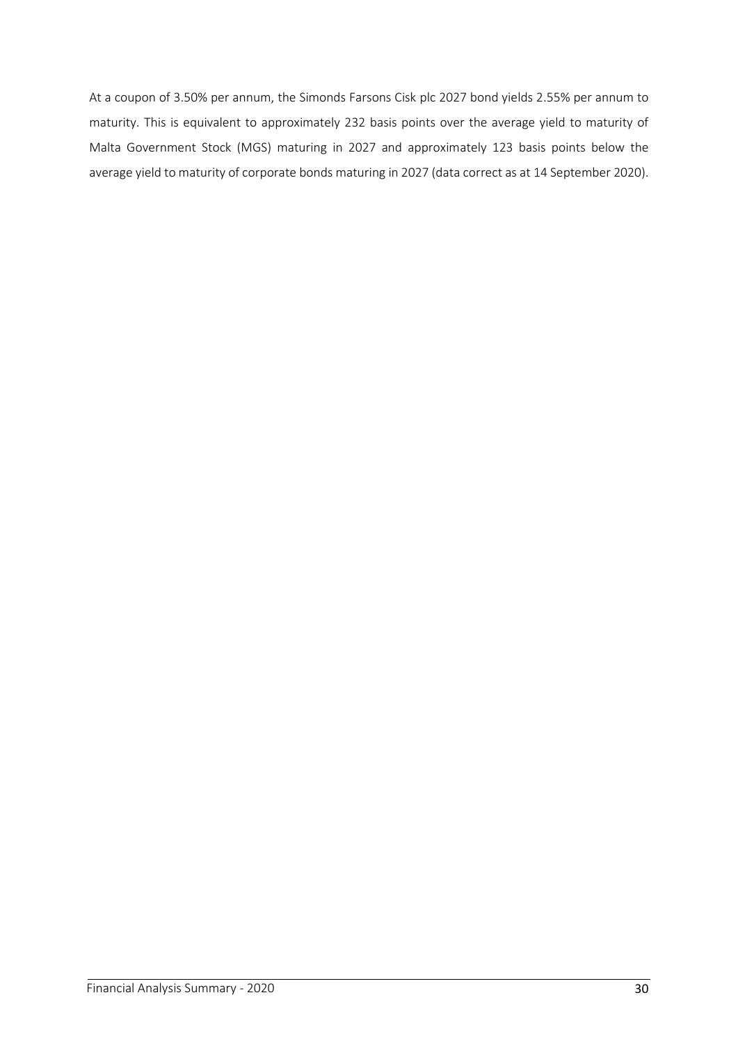At a coupon of 3.50% per annum, the Simonds Farsons Cisk plc 2027 bond yields 2.55% per annum to maturity. This is equivalent to approximately 232 basis points over the average yield to maturity of Malta Government Stock (MGS) maturing in 2027 and approximately 123 basis points below the average yield to maturity of corporate bonds maturing in 2027 (data correct as at 14 September 2020).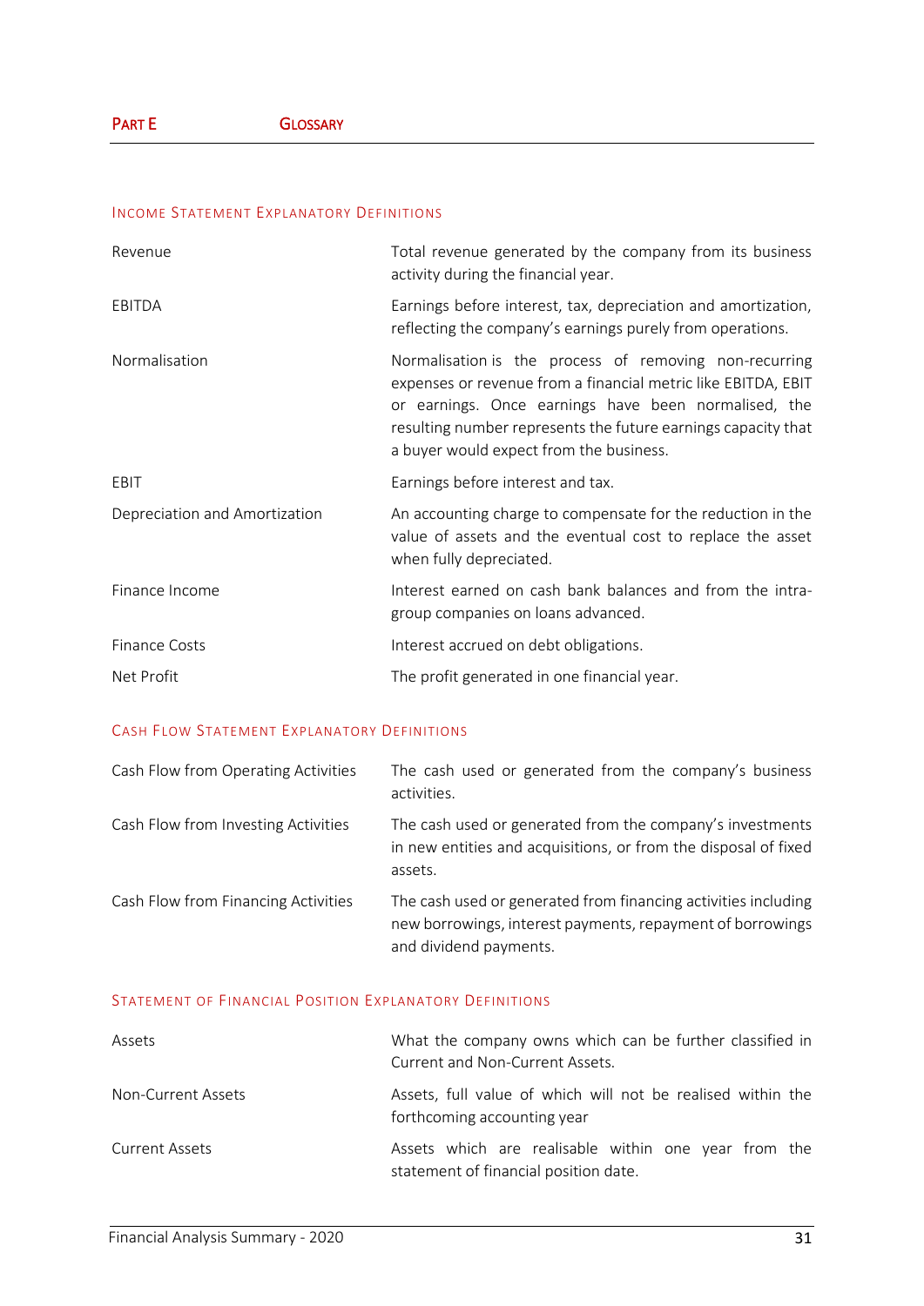## Part E Glossary

### Income Statement Explanatory Definitions

| | |
|---|---|
| Revenue | Total revenue generated by the company from its business activity during the financial year. |
| EBITDA | Earnings before interest, tax, depreciation and amortization, reflecting the company's earnings purely from operations. |
| Normalisation | Normalisation is the process of removing non-recurring expenses or revenue from a financial metric like EBITDA, EBIT or earnings. Once earnings have been normalised, the resulting number represents the future earnings capacity that a buyer would expect from the business. |
| EBIT | Earnings before interest and tax. |
| Depreciation and Amortization | An accounting charge to compensate for the reduction in the value of assets and the eventual cost to replace the asset when fully depreciated. |
| Finance Income | Interest earned on cash bank balances and from the intra-group companies on loans advanced. |
| Finance Costs | Interest accrued on debt obligations. |
| Net Profit | The profit generated in one financial year. |

### Cash Flow Statement Explanatory Definitions

| | |
|---|---|
| Cash Flow from Operating Activities | The cash used or generated from the company's business activities. |
| Cash Flow from Investing Activities | The cash used or generated from the company's investments in new entities and acquisitions, or from the disposal of fixed assets. |
| Cash Flow from Financing Activities | The cash used or generated from financing activities including new borrowings, interest payments, repayment of borrowings and dividend payments. |

### Statement of Financial Position Explanatory Definitions

| | |
|---|---|
| Assets | What the company owns which can be further classified in Current and Non-Current Assets. |
| Non-Current Assets | Assets, full value of which will not be realised within the forthcoming accounting year |
| Current Assets | Assets which are realisable within one year from the statement of financial position date. |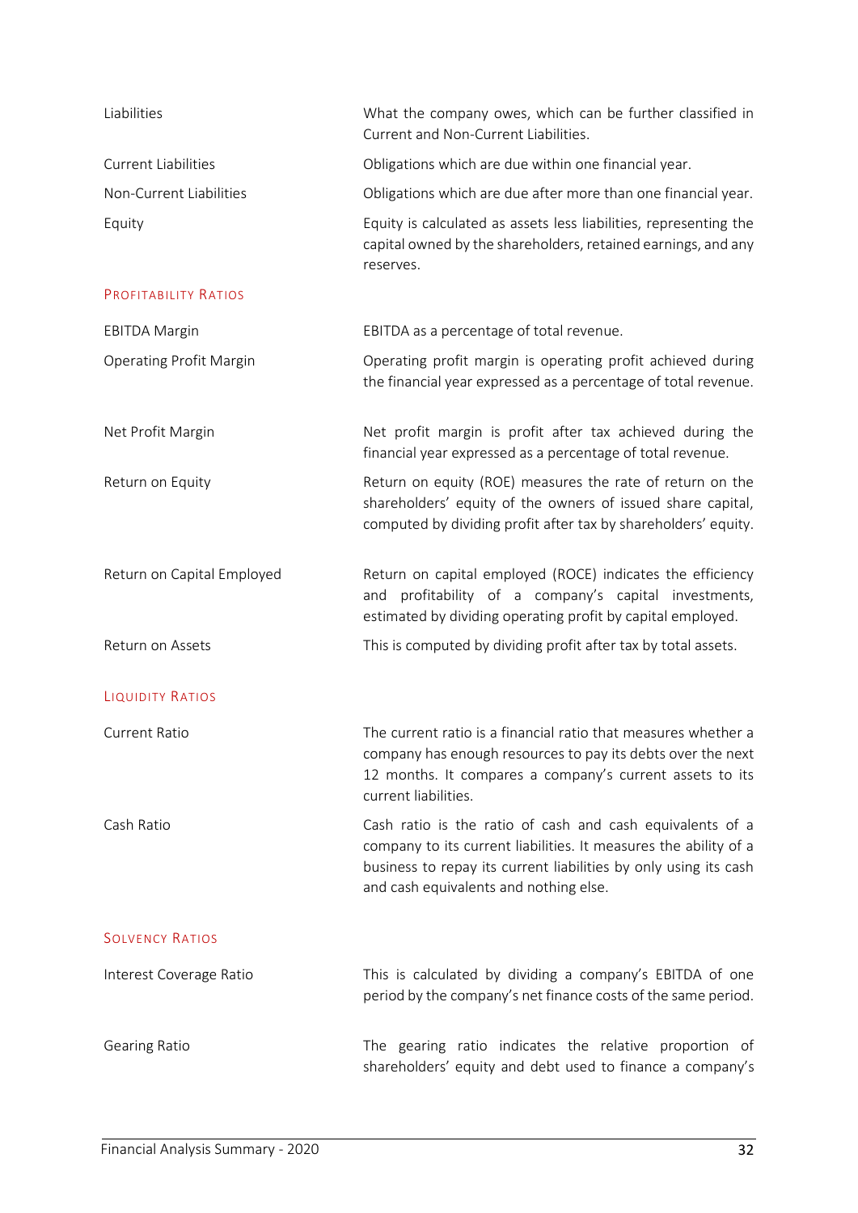| | |
|---|---|
| Liabilities | What the company owes, which can be further classified in Current and Non-Current Liabilities. |
| Current Liabilities | Obligations which are due within one financial year. |
| Non-Current Liabilities | Obligations which are due after more than one financial year. |
| Equity | Equity is calculated as assets less liabilities, representing the capital owned by the shareholders, retained earnings, and any reserves. |

### Profitability Ratios

| | |
|---|---|
| EBITDA Margin | EBITDA as a percentage of total revenue. |
| Operating Profit Margin | Operating profit margin is operating profit achieved during the financial year expressed as a percentage of total revenue. |
| Net Profit Margin | Net profit margin is profit after tax achieved during the financial year expressed as a percentage of total revenue. |
| Return on Equity | Return on equity (ROE) measures the rate of return on the shareholders' equity of the owners of issued share capital, computed by dividing profit after tax by shareholders' equity. |
| Return on Capital Employed | Return on capital employed (ROCE) indicates the efficiency and profitability of a company's capital investments, estimated by dividing operating profit by capital employed. |
| Return on Assets | This is computed by dividing profit after tax by total assets. |

### Liquidity Ratios

| | |
|---|---|
| Current Ratio | The current ratio is a financial ratio that measures whether a company has enough resources to pay its debts over the next 12 months. It compares a company's current assets to its current liabilities. |
| Cash Ratio | Cash ratio is the ratio of cash and cash equivalents of a company to its current liabilities. It measures the ability of a business to repay its current liabilities by only using its cash and cash equivalents and nothing else. |

### Solvency Ratios

| | |
|---|---|
| Interest Coverage Ratio | This is calculated by dividing a company's EBITDA of one period by the company's net finance costs of the same period. |
| Gearing Ratio | The gearing ratio indicates the relative proportion of shareholders' equity and debt used to finance a company's |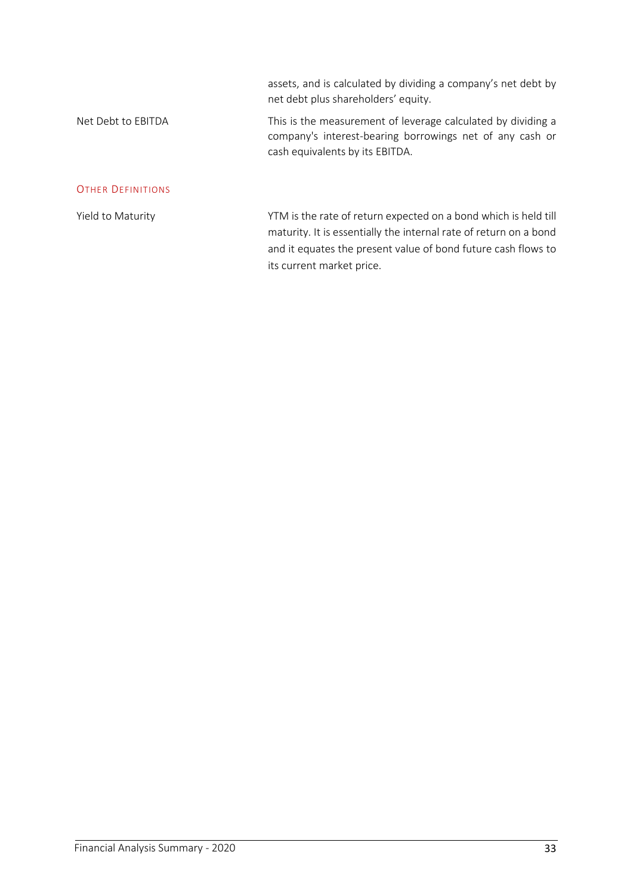| | |
|---|---|
| | assets, and is calculated by dividing a company's net debt by net debt plus shareholders' equity. |
| Net Debt to EBITDA | This is the measurement of leverage calculated by dividing a company's interest-bearing borrowings net of any cash or cash equivalents by its EBITDA. |

## Other Definitions

| | |
|---|---|
| Yield to Maturity | YTM is the rate of return expected on a bond which is held till maturity. It is essentially the internal rate of return on a bond and it equates the present value of bond future cash flows to its current market price. |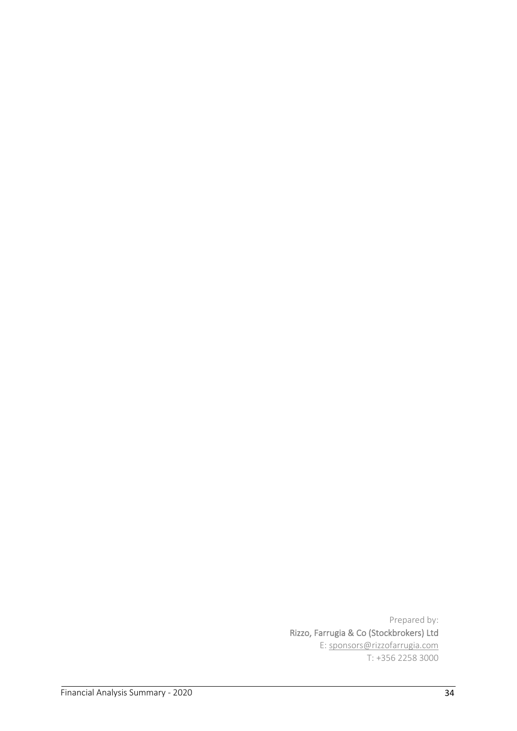Prepared by:
Rizzo, Farrugia & Co (Stockbrokers) Ltd
E: sponsors@rizzofarrugia.com
T: +356 2258 3000